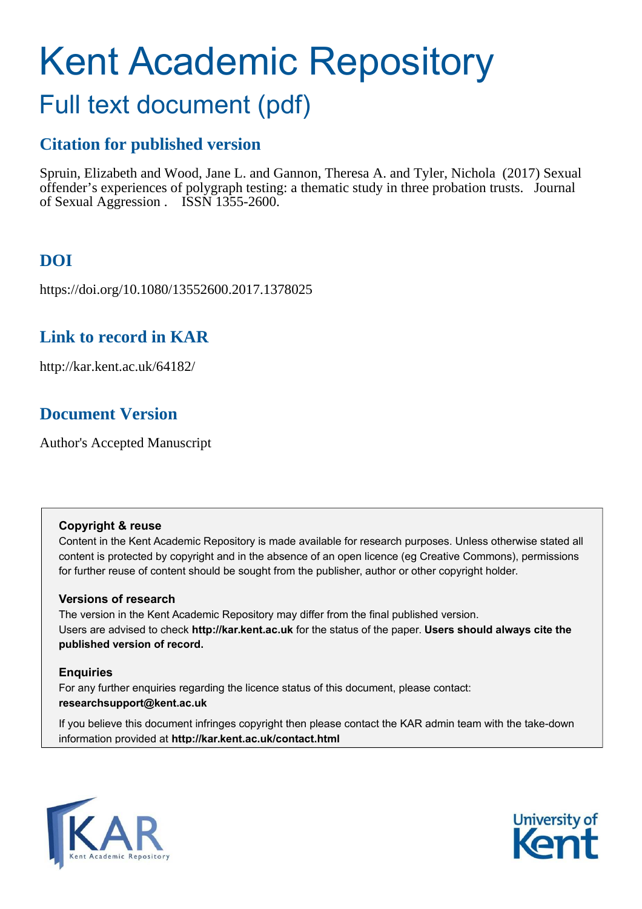# Kent Academic Repository

## Full text document (pdf)

### Citation for published version

Spruin, Elizabeth and Wood, Jane L. and Gannon, Theresa A. and Tyler, Nichola (2017) Sexual offender's experiences of polygraph testing: a thematic study in three probation trusts. Journal of Sexual Aggression . ISSN 1355-2600.

### DOI

https://doi.org/10.1080/13552600.2017.1378025

### Link to record in KAR

http://kar.kent.ac.uk/64182/

### Document Version

Author's Accepted Manuscript

**Copyright & reuse**

Content in the Kent Academic Repository is made available for research purposes. Unless otherwise stated all content is protected by copyright and in the absence of an open licence (eg Creative Commons), permissions for further reuse of content should be sought from the publisher, author or other copyright holder.

**Versions of research**

The version in the Kent Academic Repository may differ from the final published version.
Users are advised to check **http://kar.kent.ac.uk** for the status of the paper. **Users should always cite the published version of record.**

**Enquiries**

For any further enquiries regarding the licence status of this document, please contact:
**researchsupport@kent.ac.uk**

If you believe this document infringes copyright then please contact the KAR admin team with the take-down information provided at **http://kar.kent.ac.uk/contact.html**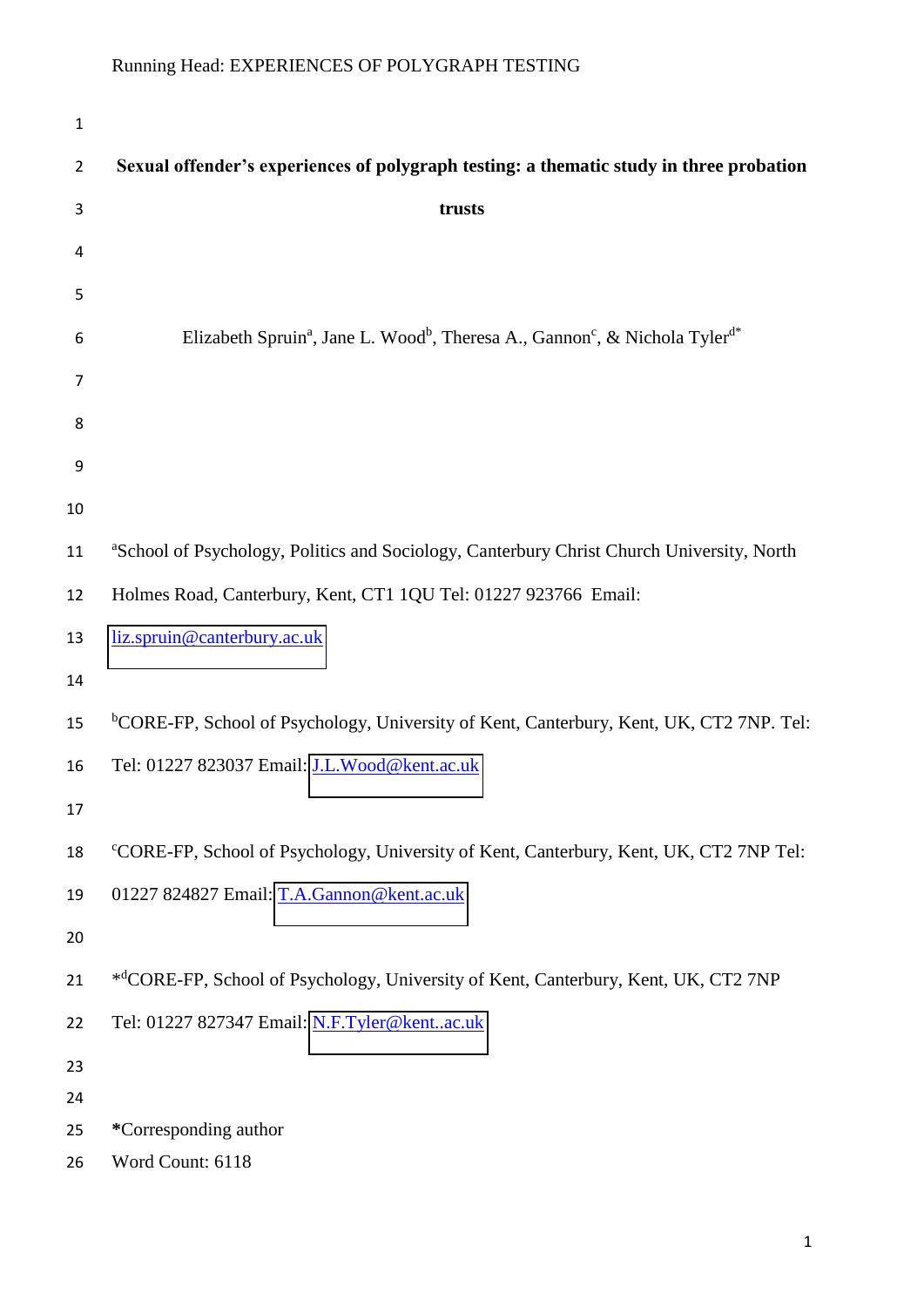# Sexual offender's experiences of polygraph testing: a thematic study in three probation trusts

Elizabeth Spruin[a], Jane L. Wood[b], Theresa A., Gannon[c], & Nichola Tyler[d*]

[a]School of Psychology, Politics and Sociology, Canterbury Christ Church University, North Holmes Road, Canterbury, Kent, CT1 1QU Tel: 01227 923766 Email: liz.spruin@canterbury.ac.uk

[b]CORE-FP, School of Psychology, University of Kent, Canterbury, Kent, UK, CT2 7NP. Tel: Tel: 01227 823037 Email: J.L.Wood@kent.ac.uk

[c]CORE-FP, School of Psychology, University of Kent, Canterbury, Kent, UK, CT2 7NP Tel: 01227 824827 Email: T.A.Gannon@kent.ac.uk

*[d]CORE-FP, School of Psychology, University of Kent, Canterbury, Kent, UK, CT2 7NP Tel: 01227 827347 Email: N.F.Tyler@kent..ac.uk

**\***Corresponding author

Word Count: 6118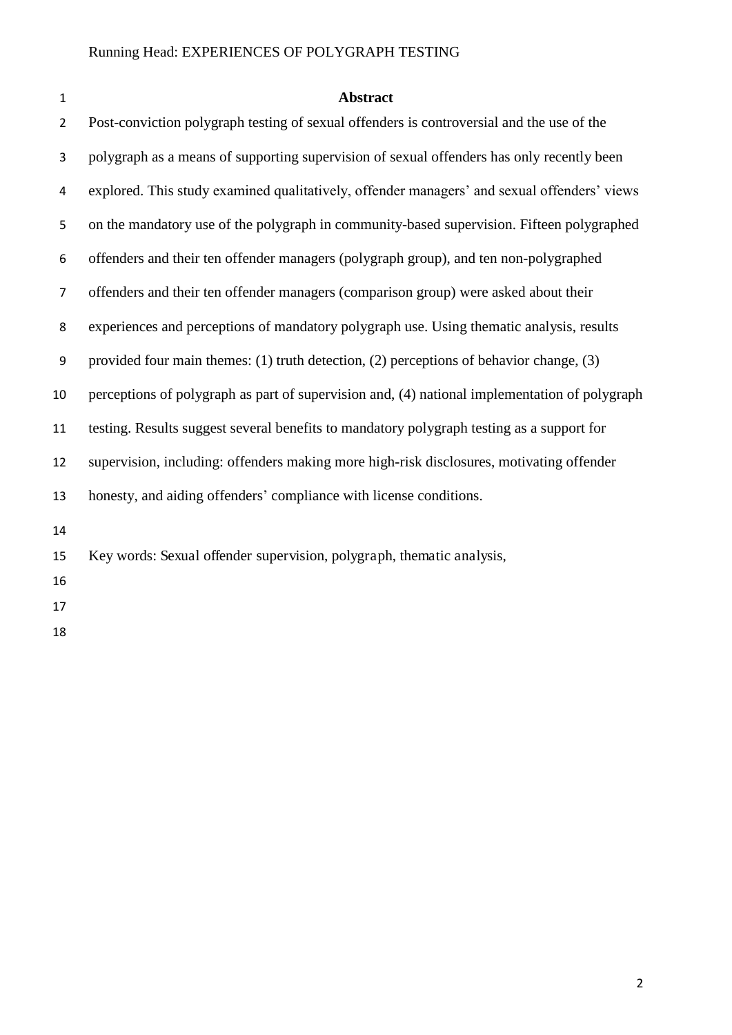## Abstract

Post-conviction polygraph testing of sexual offenders is controversial and the use of the polygraph as a means of supporting supervision of sexual offenders has only recently been explored. This study examined qualitatively, offender managers' and sexual offenders' views on the mandatory use of the polygraph in community-based supervision. Fifteen polygraphed offenders and their ten offender managers (polygraph group), and ten non-polygraphed offenders and their ten offender managers (comparison group) were asked about their experiences and perceptions of mandatory polygraph use. Using thematic analysis, results provided four main themes: (1) truth detection, (2) perceptions of behavior change, (3) perceptions of polygraph as part of supervision and, (4) national implementation of polygraph testing. Results suggest several benefits to mandatory polygraph testing as a support for supervision, including: offenders making more high-risk disclosures, motivating offender honesty, and aiding offenders' compliance with license conditions.

Key words: Sexual offender supervision, polygraph, thematic analysis,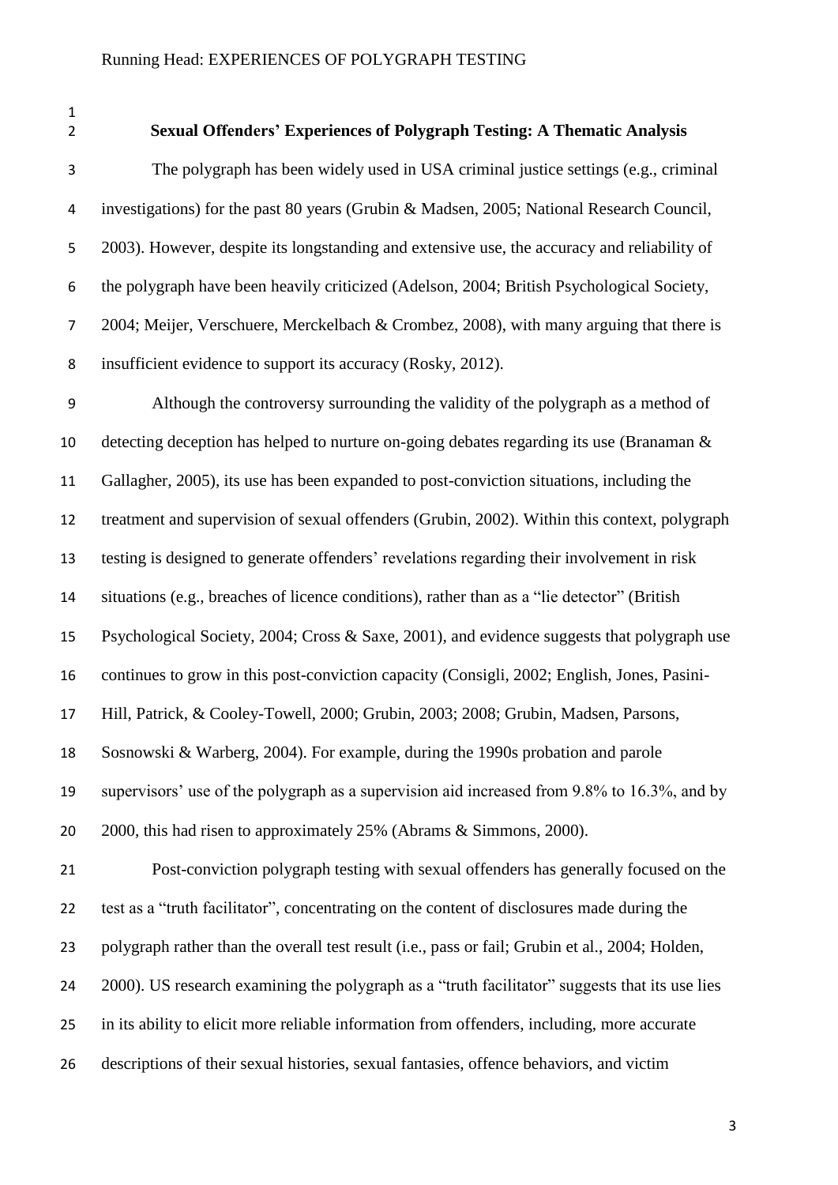## Sexual Offenders' Experiences of Polygraph Testing: A Thematic Analysis

The polygraph has been widely used in USA criminal justice settings (e.g., criminal investigations) for the past 80 years (Grubin & Madsen, 2005; National Research Council, 2003). However, despite its longstanding and extensive use, the accuracy and reliability of the polygraph have been heavily criticized (Adelson, 2004; British Psychological Society, 2004; Meijer, Verschuere, Merckelbach & Crombez, 2008), with many arguing that there is insufficient evidence to support its accuracy (Rosky, 2012).

Although the controversy surrounding the validity of the polygraph as a method of detecting deception has helped to nurture on-going debates regarding its use (Branaman & Gallagher, 2005), its use has been expanded to post-conviction situations, including the treatment and supervision of sexual offenders (Grubin, 2002). Within this context, polygraph testing is designed to generate offenders' revelations regarding their involvement in risk situations (e.g., breaches of licence conditions), rather than as a "lie detector" (British Psychological Society, 2004; Cross & Saxe, 2001), and evidence suggests that polygraph use continues to grow in this post-conviction capacity (Consigli, 2002; English, Jones, Pasini-Hill, Patrick, & Cooley-Towell, 2000; Grubin, 2003; 2008; Grubin, Madsen, Parsons, Sosnowski & Warberg, 2004). For example, during the 1990s probation and parole supervisors' use of the polygraph as a supervision aid increased from 9.8% to 16.3%, and by 2000, this had risen to approximately 25% (Abrams & Simmons, 2000).

Post-conviction polygraph testing with sexual offenders has generally focused on the test as a "truth facilitator", concentrating on the content of disclosures made during the polygraph rather than the overall test result (i.e., pass or fail; Grubin et al., 2004; Holden, 2000). US research examining the polygraph as a "truth facilitator" suggests that its use lies in its ability to elicit more reliable information from offenders, including, more accurate descriptions of their sexual histories, sexual fantasies, offence behaviors, and victim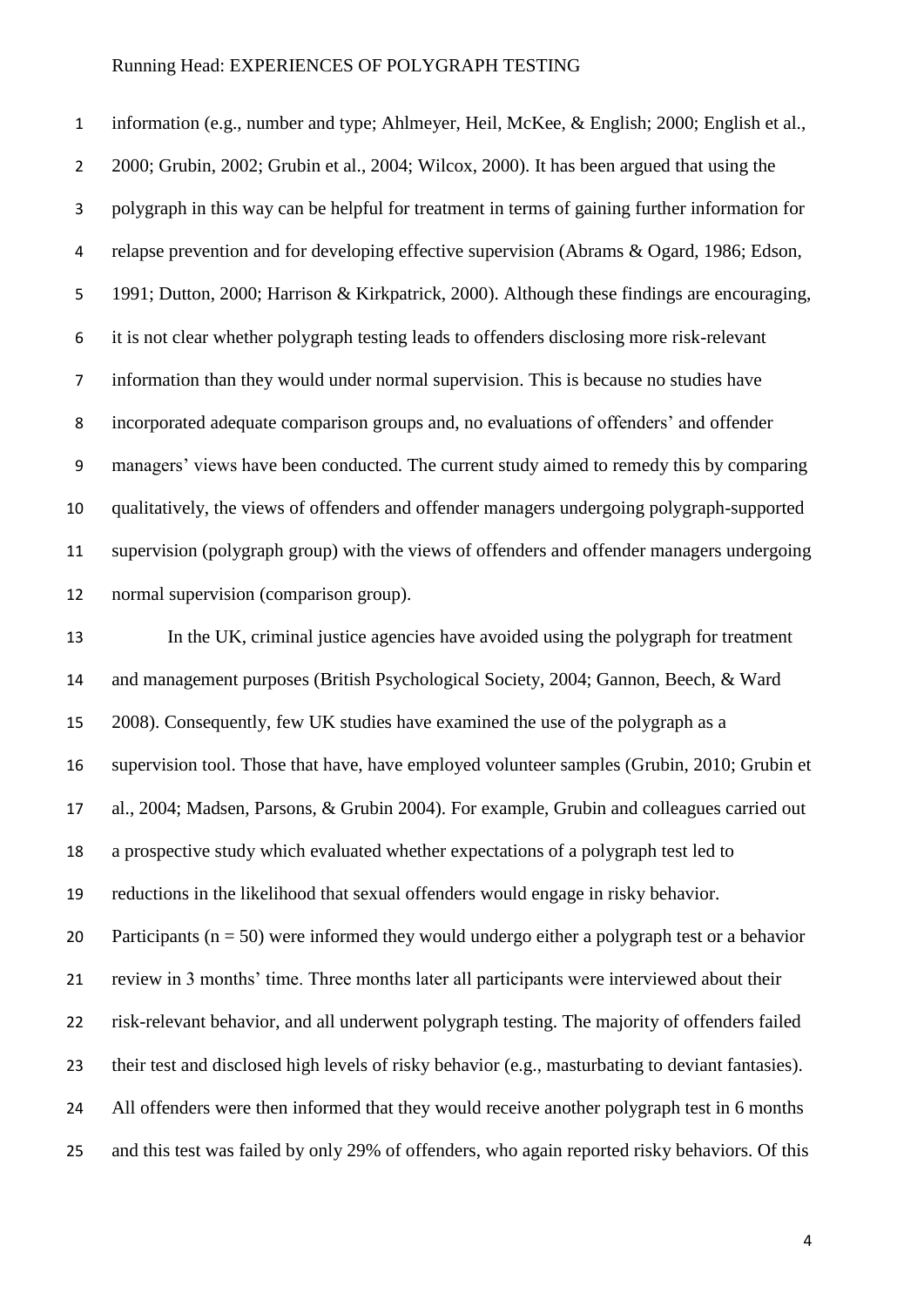information (e.g., number and type; Ahlmeyer, Heil, McKee, & English; 2000; English et al., 2000; Grubin, 2002; Grubin et al., 2004; Wilcox, 2000). It has been argued that using the polygraph in this way can be helpful for treatment in terms of gaining further information for relapse prevention and for developing effective supervision (Abrams & Ogard, 1986; Edson, 1991; Dutton, 2000; Harrison & Kirkpatrick, 2000). Although these findings are encouraging, it is not clear whether polygraph testing leads to offenders disclosing more risk-relevant information than they would under normal supervision. This is because no studies have incorporated adequate comparison groups and, no evaluations of offenders' and offender managers' views have been conducted. The current study aimed to remedy this by comparing qualitatively, the views of offenders and offender managers undergoing polygraph-supported supervision (polygraph group) with the views of offenders and offender managers undergoing normal supervision (comparison group).

In the UK, criminal justice agencies have avoided using the polygraph for treatment and management purposes (British Psychological Society, 2004; Gannon, Beech, & Ward 2008). Consequently, few UK studies have examined the use of the polygraph as a supervision tool. Those that have, have employed volunteer samples (Grubin, 2010; Grubin et al., 2004; Madsen, Parsons, & Grubin 2004). For example, Grubin and colleagues carried out a prospective study which evaluated whether expectations of a polygraph test led to reductions in the likelihood that sexual offenders would engage in risky behavior. Participants (n = 50) were informed they would undergo either a polygraph test or a behavior review in 3 months' time. Three months later all participants were interviewed about their risk-relevant behavior, and all underwent polygraph testing. The majority of offenders failed their test and disclosed high levels of risky behavior (e.g., masturbating to deviant fantasies). All offenders were then informed that they would receive another polygraph test in 6 months and this test was failed by only 29% of offenders, who again reported risky behaviors. Of this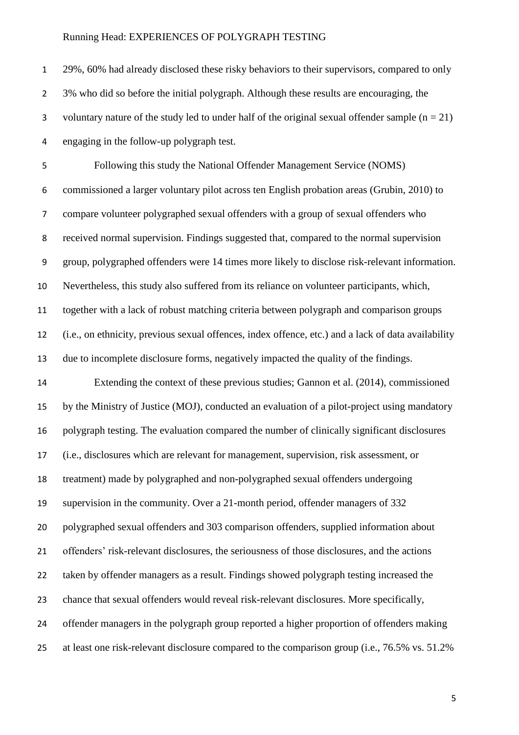29%, 60% had already disclosed these risky behaviors to their supervisors, compared to only 3% who did so before the initial polygraph. Although these results are encouraging, the voluntary nature of the study led to under half of the original sexual offender sample (n = 21) engaging in the follow-up polygraph test.

Following this study the National Offender Management Service (NOMS) commissioned a larger voluntary pilot across ten English probation areas (Grubin, 2010) to compare volunteer polygraphed sexual offenders with a group of sexual offenders who received normal supervision. Findings suggested that, compared to the normal supervision group, polygraphed offenders were 14 times more likely to disclose risk-relevant information. Nevertheless, this study also suffered from its reliance on volunteer participants, which, together with a lack of robust matching criteria between polygraph and comparison groups (i.e., on ethnicity, previous sexual offences, index offence, etc.) and a lack of data availability due to incomplete disclosure forms, negatively impacted the quality of the findings.

Extending the context of these previous studies; Gannon et al. (2014), commissioned by the Ministry of Justice (MOJ), conducted an evaluation of a pilot-project using mandatory polygraph testing. The evaluation compared the number of clinically significant disclosures (i.e., disclosures which are relevant for management, supervision, risk assessment, or treatment) made by polygraphed and non-polygraphed sexual offenders undergoing supervision in the community. Over a 21-month period, offender managers of 332 polygraphed sexual offenders and 303 comparison offenders, supplied information about offenders' risk-relevant disclosures, the seriousness of those disclosures, and the actions taken by offender managers as a result. Findings showed polygraph testing increased the chance that sexual offenders would reveal risk-relevant disclosures. More specifically, offender managers in the polygraph group reported a higher proportion of offenders making at least one risk-relevant disclosure compared to the comparison group (i.e., 76.5% vs. 51.2%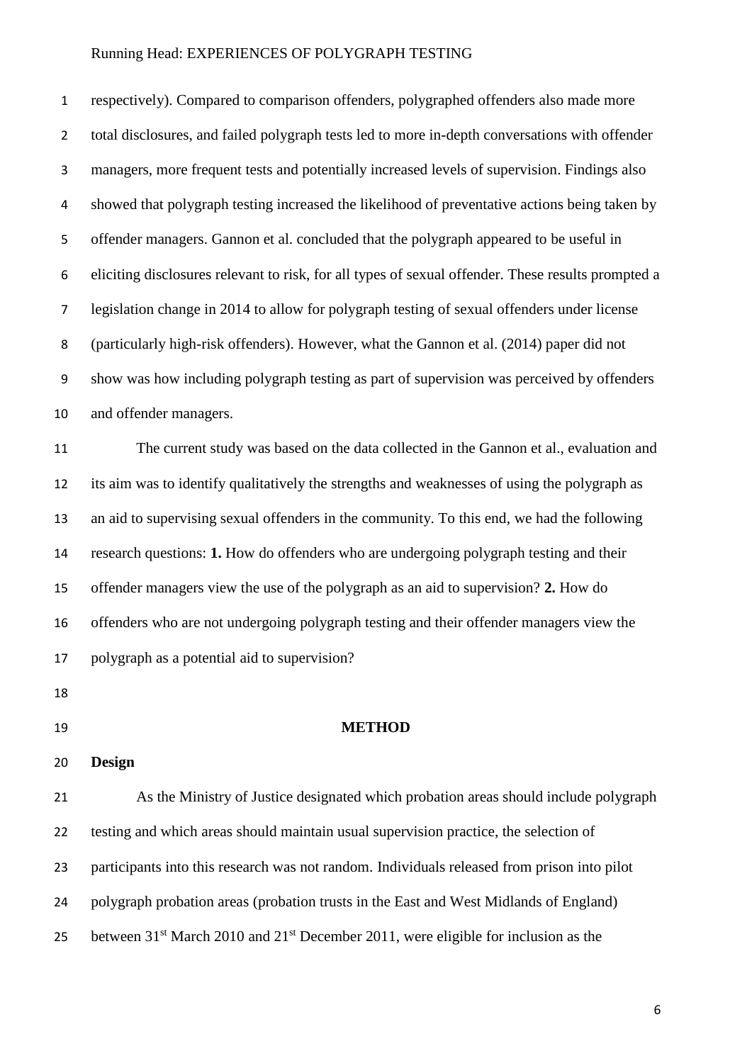respectively). Compared to comparison offenders, polygraphed offenders also made more total disclosures, and failed polygraph tests led to more in-depth conversations with offender managers, more frequent tests and potentially increased levels of supervision. Findings also showed that polygraph testing increased the likelihood of preventative actions being taken by offender managers. Gannon et al. concluded that the polygraph appeared to be useful in eliciting disclosures relevant to risk, for all types of sexual offender. These results prompted a legislation change in 2014 to allow for polygraph testing of sexual offenders under license (particularly high-risk offenders). However, what the Gannon et al. (2014) paper did not show was how including polygraph testing as part of supervision was perceived by offenders and offender managers.

The current study was based on the data collected in the Gannon et al., evaluation and its aim was to identify qualitatively the strengths and weaknesses of using the polygraph as an aid to supervising sexual offenders in the community. To this end, we had the following research questions: **1.** How do offenders who are undergoing polygraph testing and their offender managers view the use of the polygraph as an aid to supervision? **2.** How do offenders who are not undergoing polygraph testing and their offender managers view the polygraph as a potential aid to supervision?

## METHOD

### Design

As the Ministry of Justice designated which probation areas should include polygraph testing and which areas should maintain usual supervision practice, the selection of participants into this research was not random. Individuals released from prison into pilot polygraph probation areas (probation trusts in the East and West Midlands of England) between 31st March 2010 and 21st December 2011, were eligible for inclusion as the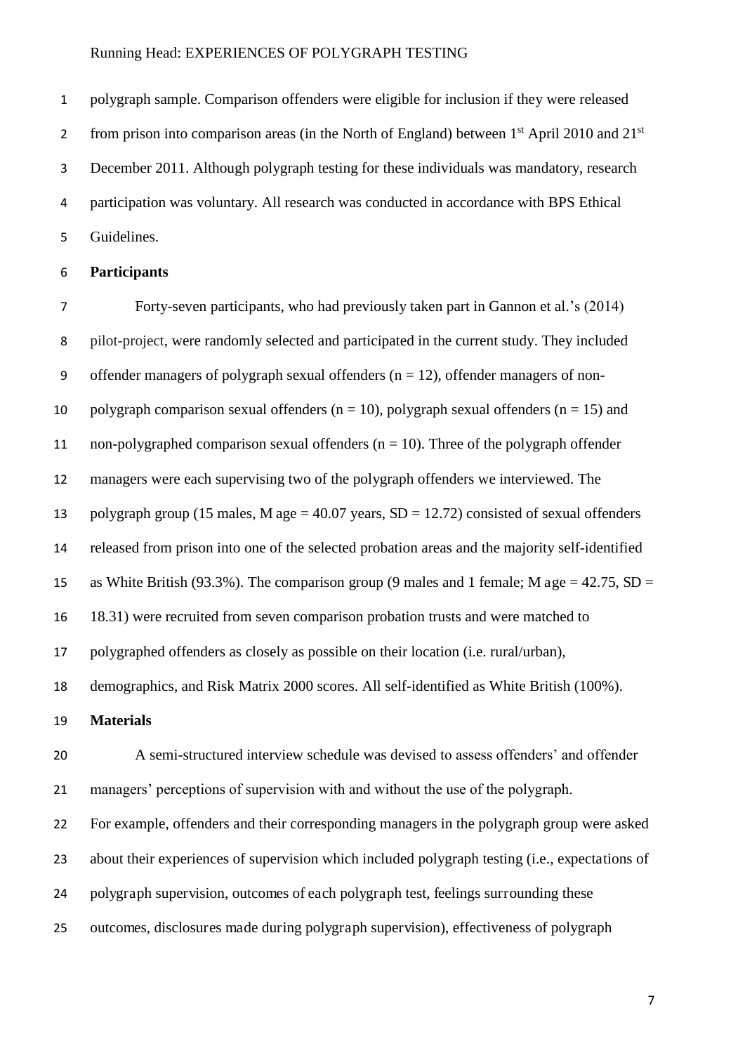polygraph sample. Comparison offenders were eligible for inclusion if they were released from prison into comparison areas (in the North of England) between 1st April 2010 and 21st December 2011. Although polygraph testing for these individuals was mandatory, research participation was voluntary. All research was conducted in accordance with BPS Ethical Guidelines.

**Participants**

Forty-seven participants, who had previously taken part in Gannon et al.'s (2014) pilot-project, were randomly selected and participated in the current study. They included offender managers of polygraph sexual offenders ($n = 12$), offender managers of non-polygraph comparison sexual offenders ($n = 10$), polygraph sexual offenders ($n = 15$) and non-polygraphed comparison sexual offenders ($n = 10$). Three of the polygraph offender managers were each supervising two of the polygraph offenders we interviewed. The polygraph group (15 males, M age = 40.07 years, SD = 12.72) consisted of sexual offenders released from prison into one of the selected probation areas and the majority self-identified as White British (93.3%). The comparison group (9 males and 1 female; M age = 42.75, SD = 18.31) were recruited from seven comparison probation trusts and were matched to polygraphed offenders as closely as possible on their location (i.e. rural/urban), demographics, and Risk Matrix 2000 scores. All self-identified as White British (100%).

**Materials**

A semi-structured interview schedule was devised to assess offenders' and offender managers' perceptions of supervision with and without the use of the polygraph. For example, offenders and their corresponding managers in the polygraph group were asked about their experiences of supervision which included polygraph testing (i.e., expectations of polygraph supervision, outcomes of each polygraph test, feelings surrounding these outcomes, disclosures made during polygraph supervision), effectiveness of polygraph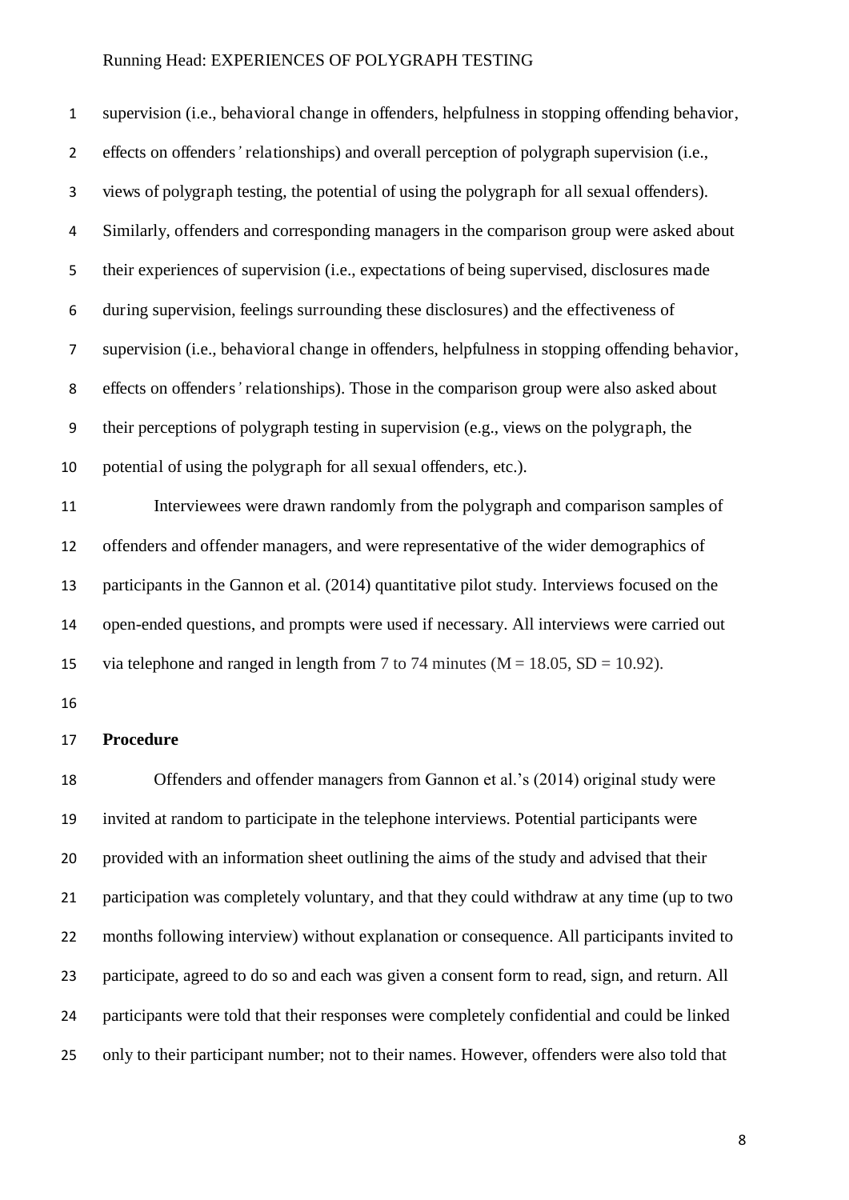supervision (i.e., behavioral change in offenders, helpfulness in stopping offending behavior, effects on offenders' relationships) and overall perception of polygraph supervision (i.e., views of polygraph testing, the potential of using the polygraph for all sexual offenders). Similarly, offenders and corresponding managers in the comparison group were asked about their experiences of supervision (i.e., expectations of being supervised, disclosures made during supervision, feelings surrounding these disclosures) and the effectiveness of supervision (i.e., behavioral change in offenders, helpfulness in stopping offending behavior, effects on offenders' relationships). Those in the comparison group were also asked about their perceptions of polygraph testing in supervision (e.g., views on the polygraph, the potential of using the polygraph for all sexual offenders, etc.).

Interviewees were drawn randomly from the polygraph and comparison samples of offenders and offender managers, and were representative of the wider demographics of participants in the Gannon et al. (2014) quantitative pilot study. Interviews focused on the open-ended questions, and prompts were used if necessary. All interviews were carried out via telephone and ranged in length from 7 to 74 minutes ($M = 18.05$, $SD = 10.92$).

**Procedure**

Offenders and offender managers from Gannon et al.'s (2014) original study were invited at random to participate in the telephone interviews. Potential participants were provided with an information sheet outlining the aims of the study and advised that their participation was completely voluntary, and that they could withdraw at any time (up to two months following interview) without explanation or consequence. All participants invited to participate, agreed to do so and each was given a consent form to read, sign, and return. All participants were told that their responses were completely confidential and could be linked only to their participant number; not to their names. However, offenders were also told that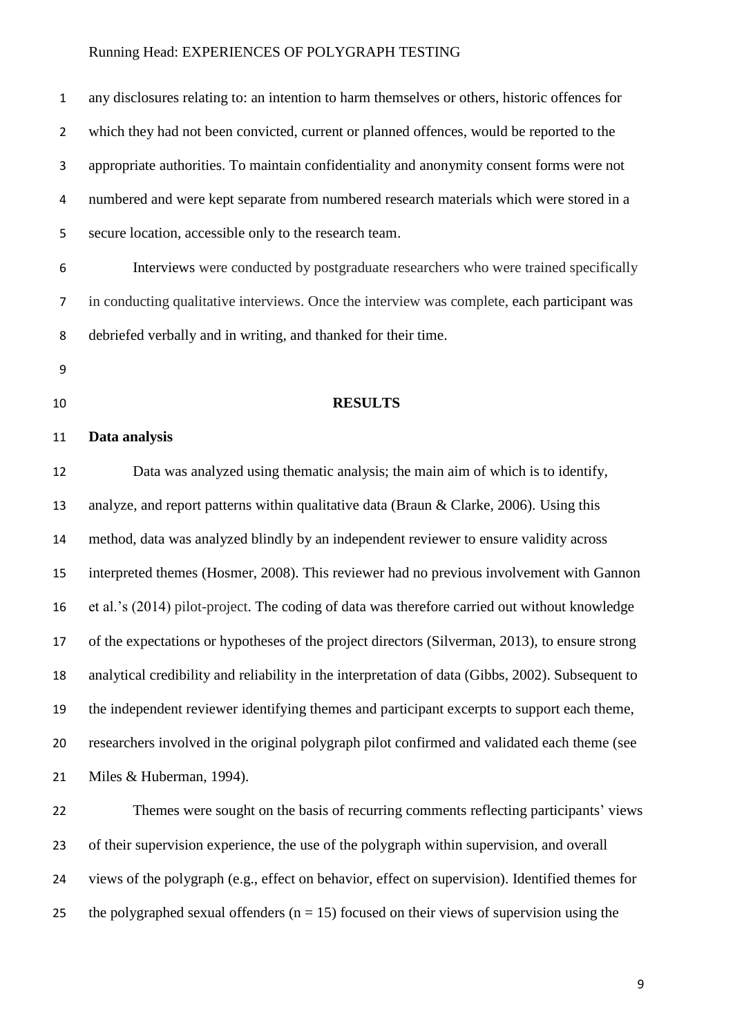any disclosures relating to: an intention to harm themselves or others, historic offences for which they had not been convicted, current or planned offences, would be reported to the appropriate authorities. To maintain confidentiality and anonymity consent forms were not numbered and were kept separate from numbered research materials which were stored in a secure location, accessible only to the research team.

Interviews were conducted by postgraduate researchers who were trained specifically in conducting qualitative interviews. Once the interview was complete, each participant was debriefed verbally and in writing, and thanked for their time.

## RESULTS

### Data analysis

Data was analyzed using thematic analysis; the main aim of which is to identify, analyze, and report patterns within qualitative data (Braun & Clarke, 2006). Using this method, data was analyzed blindly by an independent reviewer to ensure validity across interpreted themes (Hosmer, 2008). This reviewer had no previous involvement with Gannon et al.'s (2014) pilot-project. The coding of data was therefore carried out without knowledge of the expectations or hypotheses of the project directors (Silverman, 2013), to ensure strong analytical credibility and reliability in the interpretation of data (Gibbs, 2002). Subsequent to the independent reviewer identifying themes and participant excerpts to support each theme, researchers involved in the original polygraph pilot confirmed and validated each theme (see Miles & Huberman, 1994).

Themes were sought on the basis of recurring comments reflecting participants' views of their supervision experience, the use of the polygraph within supervision, and overall views of the polygraph (e.g., effect on behavior, effect on supervision). Identified themes for the polygraphed sexual offenders ($n = 15$) focused on their views of supervision using the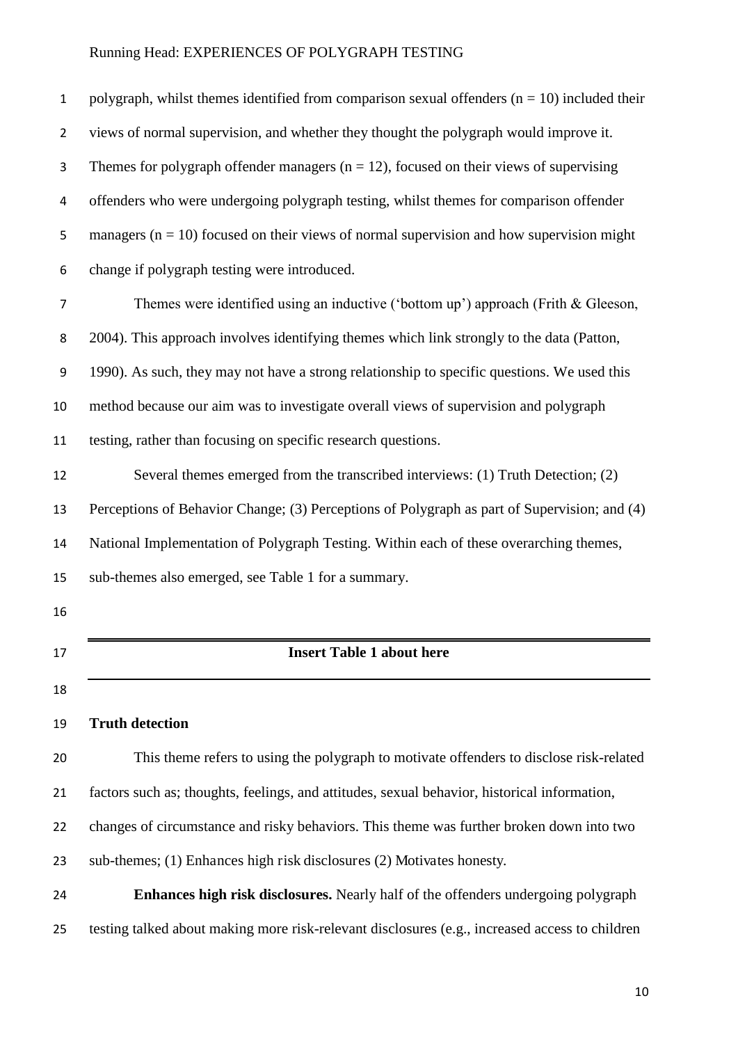polygraph, whilst themes identified from comparison sexual offenders (n = 10) included their views of normal supervision, and whether they thought the polygraph would improve it. Themes for polygraph offender managers (n = 12), focused on their views of supervising offenders who were undergoing polygraph testing, whilst themes for comparison offender managers (n = 10) focused on their views of normal supervision and how supervision might change if polygraph testing were introduced.

Themes were identified using an inductive ('bottom up') approach (Frith & Gleeson, 2004). This approach involves identifying themes which link strongly to the data (Patton, 1990). As such, they may not have a strong relationship to specific questions. We used this method because our aim was to investigate overall views of supervision and polygraph testing, rather than focusing on specific research questions.

Several themes emerged from the transcribed interviews: (1) Truth Detection; (2) Perceptions of Behavior Change; (3) Perceptions of Polygraph as part of Supervision; and (4) National Implementation of Polygraph Testing. Within each of these overarching themes, sub-themes also emerged, see Table 1 for a summary.

**Insert Table 1 about here**

**Truth detection**

This theme refers to using the polygraph to motivate offenders to disclose risk-related factors such as; thoughts, feelings, and attitudes, sexual behavior, historical information, changes of circumstance and risky behaviors. This theme was further broken down into two sub-themes; (1) Enhances high risk disclosures (2) Motivates honesty.

**Enhances high risk disclosures.** Nearly half of the offenders undergoing polygraph testing talked about making more risk-relevant disclosures (e.g., increased access to children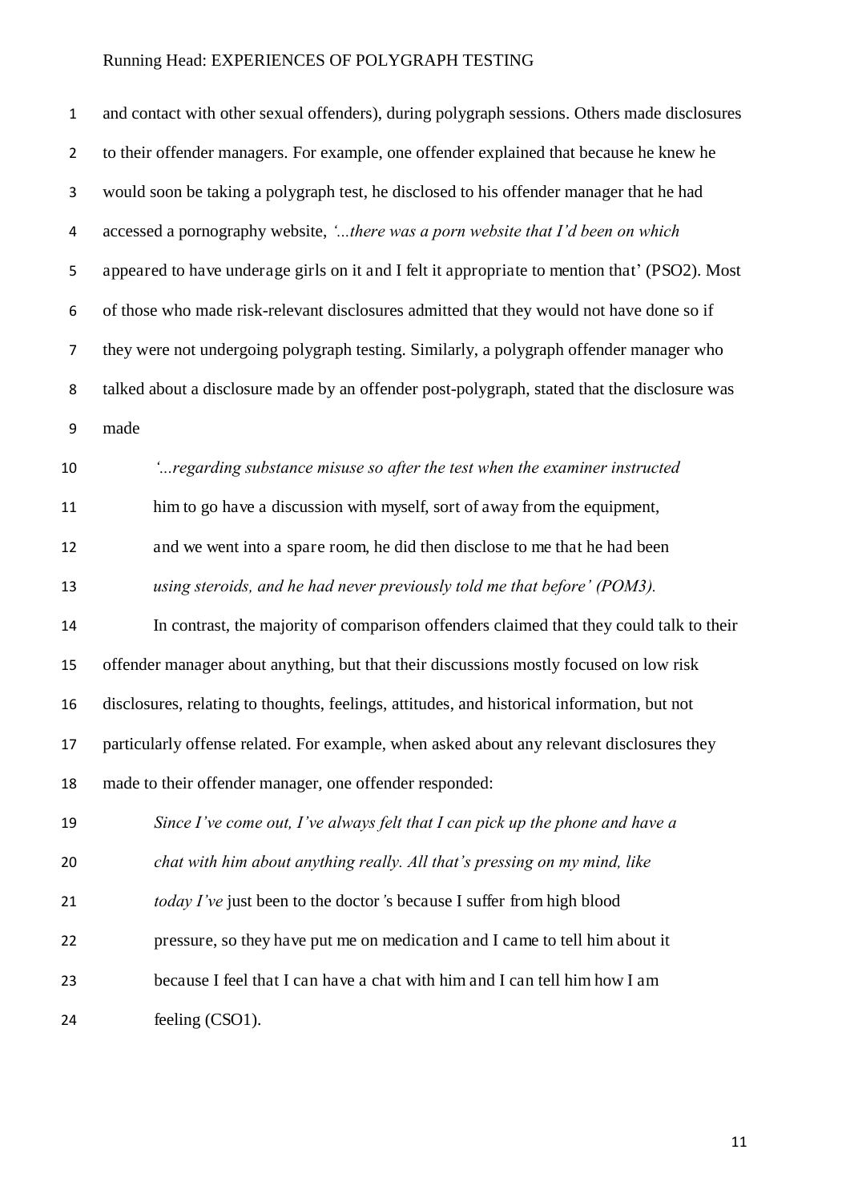and contact with other sexual offenders), during polygraph sessions. Others made disclosures to their offender managers. For example, one offender explained that because he knew he would soon be taking a polygraph test, he disclosed to his offender manager that he had accessed a pornography website, *'...there was a porn website that I'd been on which* appeared to have underage girls on it and I felt it appropriate to mention that' (PSO2). Most of those who made risk-relevant disclosures admitted that they would not have done so if they were not undergoing polygraph testing. Similarly, a polygraph offender manager who talked about a disclosure made by an offender post-polygraph, stated that the disclosure was made

> *'...regarding substance misuse so after the test when the examiner instructed* him to go have a discussion with myself, sort of away from the equipment, and we went into a spare room, he did then disclose to me that he had been *using steroids, and he had never previously told me that before' (POM3).*

In contrast, the majority of comparison offenders claimed that they could talk to their offender manager about anything, but that their discussions mostly focused on low risk disclosures, relating to thoughts, feelings, attitudes, and historical information, but not particularly offense related. For example, when asked about any relevant disclosures they made to their offender manager, one offender responded:

> *Since I've come out, I've always felt that I can pick up the phone and have a chat with him about anything really. All that's pressing on my mind, like today I've* just been to the doctor's because I suffer from high blood pressure, so they have put me on medication and I came to tell him about it because I feel that I can have a chat with him and I can tell him how I am feeling (CSO1).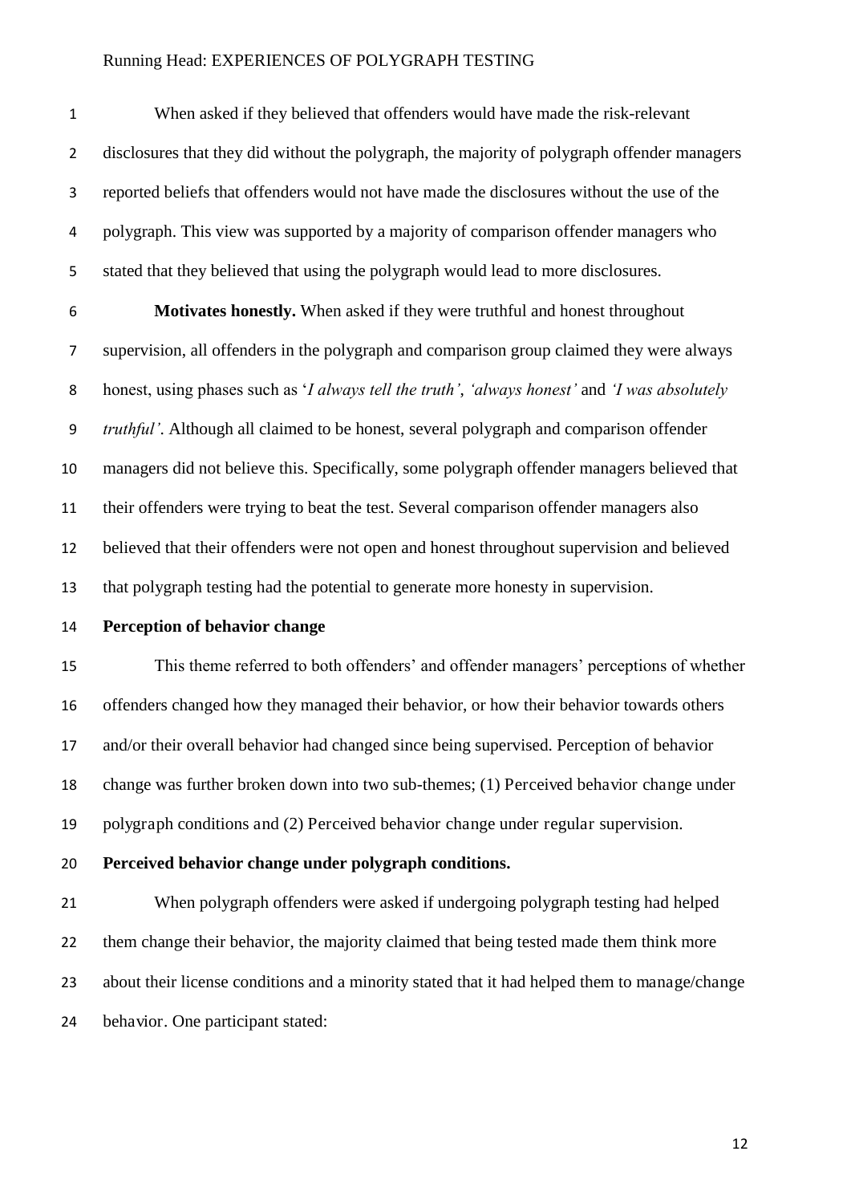When asked if they believed that offenders would have made the risk-relevant disclosures that they did without the polygraph, the majority of polygraph offender managers reported beliefs that offenders would not have made the disclosures without the use of the polygraph. This view was supported by a majority of comparison offender managers who stated that they believed that using the polygraph would lead to more disclosures.

**Motivates honestly.** When asked if they were truthful and honest throughout supervision, all offenders in the polygraph and comparison group claimed they were always honest, using phases such as '*I always tell the truth'*, *'always honest'* and *'I was absolutely truthful'*. Although all claimed to be honest, several polygraph and comparison offender managers did not believe this. Specifically, some polygraph offender managers believed that their offenders were trying to beat the test. Several comparison offender managers also believed that their offenders were not open and honest throughout supervision and believed that polygraph testing had the potential to generate more honesty in supervision.

**Perception of behavior change**

This theme referred to both offenders' and offender managers' perceptions of whether offenders changed how they managed their behavior, or how their behavior towards others and/or their overall behavior had changed since being supervised. Perception of behavior change was further broken down into two sub-themes; (1) Perceived behavior change under polygraph conditions and (2) Perceived behavior change under regular supervision.

**Perceived behavior change under polygraph conditions.**

When polygraph offenders were asked if undergoing polygraph testing had helped them change their behavior, the majority claimed that being tested made them think more about their license conditions and a minority stated that it had helped them to manage/change behavior. One participant stated: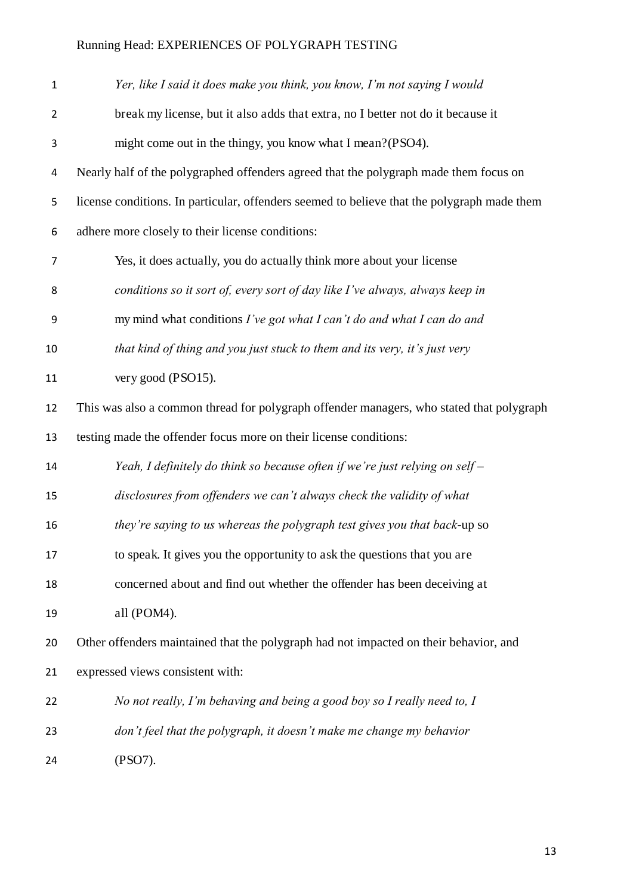> *Yer, like I said it does make you think, you know, I'm not saying I would* break my license, but it also adds that extra, no I better not do it because it might come out in the thingy, you know what I mean?(PSO4).

Nearly half of the polygraphed offenders agreed that the polygraph made them focus on license conditions. In particular, offenders seemed to believe that the polygraph made them adhere more closely to their license conditions:

> Yes, it does actually, you do actually think more about your license *conditions so it sort of, every sort of day like I've always, always keep in* my mind what conditions *I've got what I can't do and what I can do and that kind of thing and you just stuck to them and its very, it's just very* very good (PSO15).

This was also a common thread for polygraph offender managers, who stated that polygraph testing made the offender focus more on their license conditions:

> *Yeah, I definitely do think so because often if we're just relying on self – disclosures from offenders we can't always check the validity of what they're saying to us whereas the polygraph test gives you that back*-up so to speak. It gives you the opportunity to ask the questions that you are concerned about and find out whether the offender has been deceiving at all (POM4).

Other offenders maintained that the polygraph had not impacted on their behavior, and expressed views consistent with:

> *No not really, I'm behaving and being a good boy so I really need to, I don't feel that the polygraph, it doesn't make me change my behavior* (PSO7).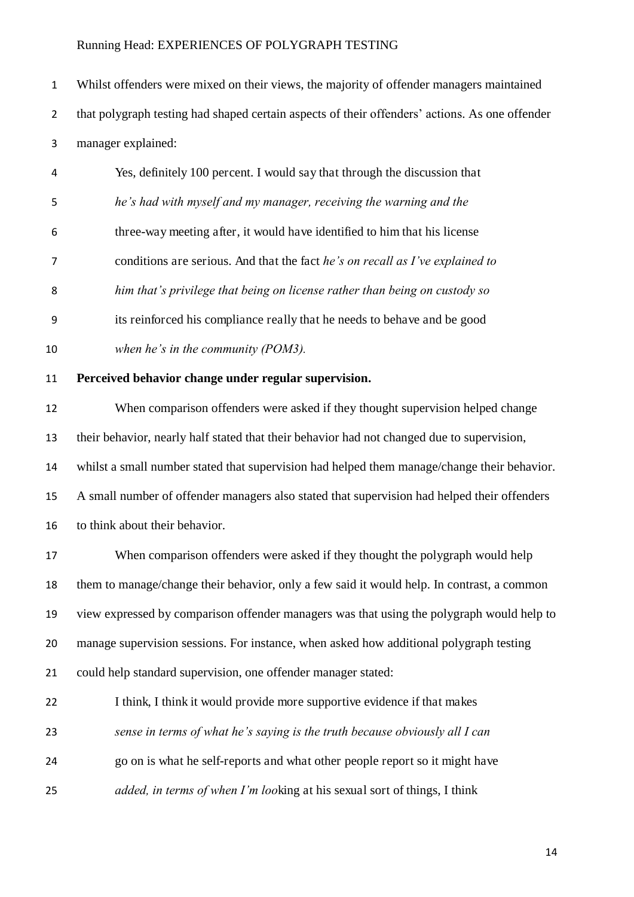Whilst offenders were mixed on their views, the majority of offender managers maintained that polygraph testing had shaped certain aspects of their offenders' actions. As one offender manager explained:

> Yes, definitely 100 percent. I would say that through the discussion that *he's had with myself and my manager, receiving the warning and the* three-way meeting after, it would have identified to him that his license conditions are serious. And that the fact *he's on recall as I've explained to him that's privilege that being on license rather than being on custody so* its reinforced his compliance really that he needs to behave and be good *when he's in the community (POM3).*

**Perceived behavior change under regular supervision.**

When comparison offenders were asked if they thought supervision helped change their behavior, nearly half stated that their behavior had not changed due to supervision, whilst a small number stated that supervision had helped them manage/change their behavior. A small number of offender managers also stated that supervision had helped their offenders to think about their behavior.

When comparison offenders were asked if they thought the polygraph would help them to manage/change their behavior, only a few said it would help. In contrast, a common view expressed by comparison offender managers was that using the polygraph would help to manage supervision sessions. For instance, when asked how additional polygraph testing could help standard supervision, one offender manager stated:

> I think, I think it would provide more supportive evidence if that makes *sense in terms of what he's saying is the truth because obviously all I can* go on is what he self-reports and what other people report so it might have *added, in terms of when I'm loo*king at his sexual sort of things, I think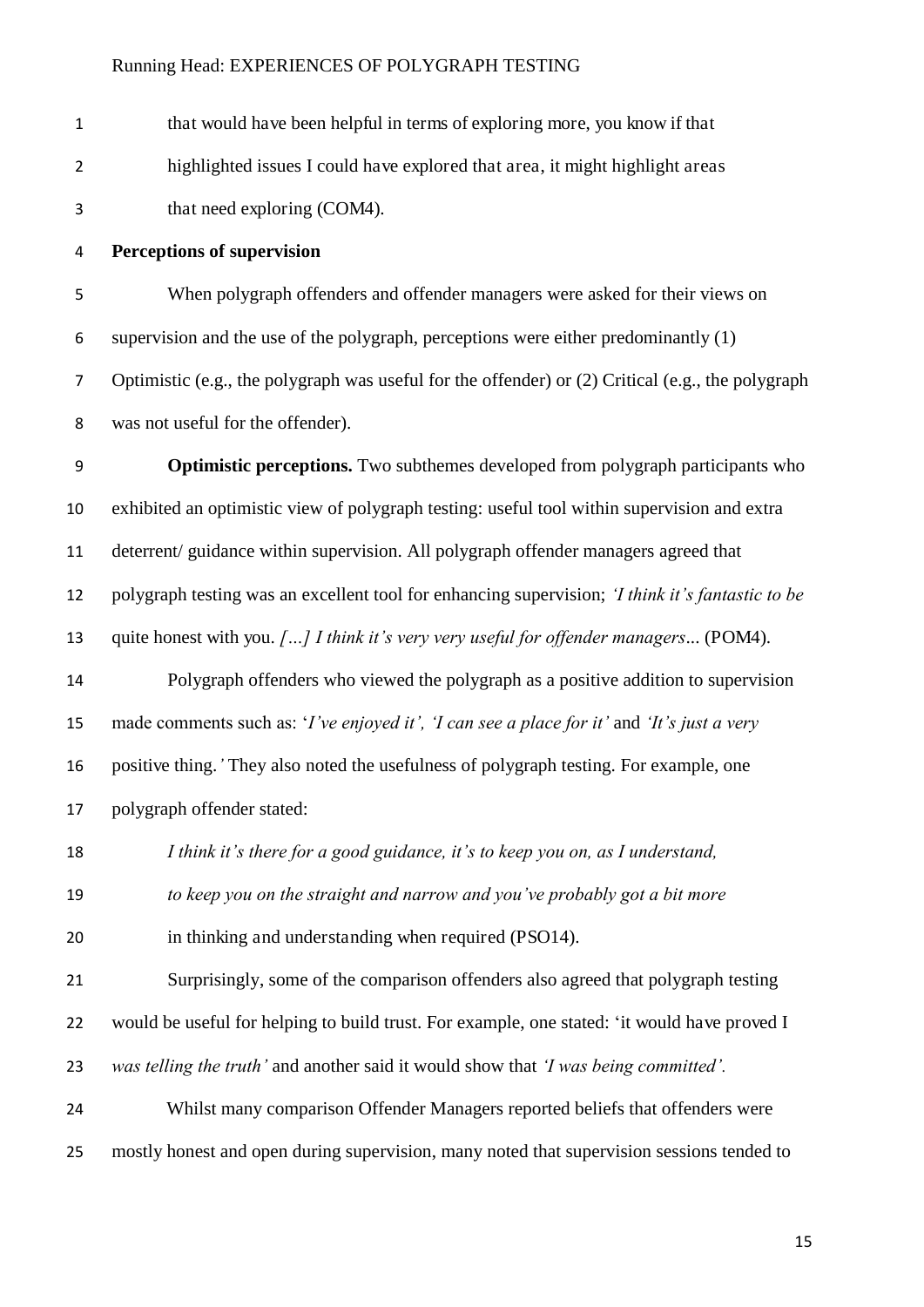that would have been helpful in terms of exploring more, you know if that highlighted issues I could have explored that area, it might highlight areas that need exploring (COM4).

**Perceptions of supervision**

When polygraph offenders and offender managers were asked for their views on supervision and the use of the polygraph, perceptions were either predominantly (1) Optimistic (e.g., the polygraph was useful for the offender) or (2) Critical (e.g., the polygraph was not useful for the offender).

**Optimistic perceptions.** Two subthemes developed from polygraph participants who exhibited an optimistic view of polygraph testing: useful tool within supervision and extra deterrent/ guidance within supervision. All polygraph offender managers agreed that polygraph testing was an excellent tool for enhancing supervision; *'I think it's fantastic to be* quite honest with you. *[…] I think it's very very useful for offender managers*... (POM4).

Polygraph offenders who viewed the polygraph as a positive addition to supervision made comments such as: '*I've enjoyed it', 'I can see a place for it'* and *'It's just a very* positive thing.*'* They also noted the usefulness of polygraph testing. For example, one polygraph offender stated:

> *I think it's there for a good guidance, it's to keep you on, as I understand, to keep you on the straight and narrow and you've probably got a bit more* in thinking and understanding when required (PSO14).

Surprisingly, some of the comparison offenders also agreed that polygraph testing would be useful for helping to build trust. For example, one stated: 'it would have proved I *was telling the truth'* and another said it would show that *'I was being committed'.*

Whilst many comparison Offender Managers reported beliefs that offenders were mostly honest and open during supervision, many noted that supervision sessions tended to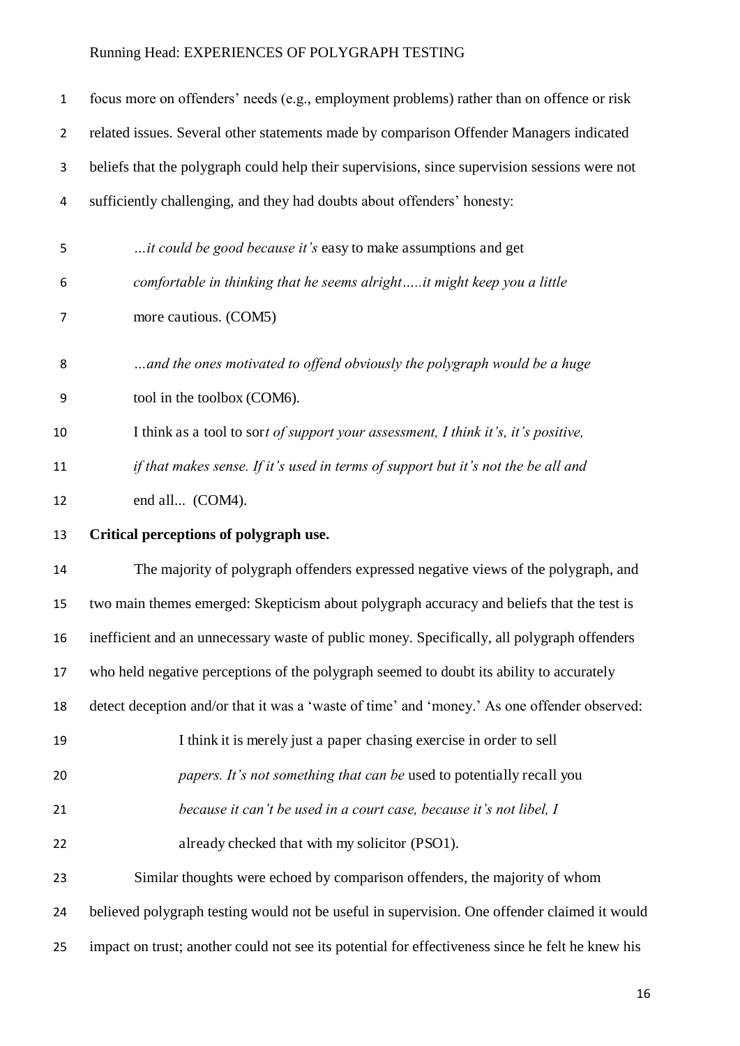focus more on offenders' needs (e.g., employment problems) rather than on offence or risk related issues. Several other statements made by comparison Offender Managers indicated beliefs that the polygraph could help their supervisions, since supervision sessions were not sufficiently challenging, and they had doubts about offenders' honesty:

> *…it could be good because it's* easy to make assumptions and get *comfortable in thinking that he seems alright…..it might keep you a little* more cautious. (COM5)

> *…and the ones motivated to offend obviously the polygraph would be a huge* tool in the toolbox (COM6).

> I think as a tool to sor*t of support your assessment, I think it's, it's positive, if that makes sense. If it's used in terms of support but it's not the be all and* end all... (COM4).

**Critical perceptions of polygraph use.**

The majority of polygraph offenders expressed negative views of the polygraph, and two main themes emerged: Skepticism about polygraph accuracy and beliefs that the test is inefficient and an unnecessary waste of public money. Specifically, all polygraph offenders who held negative perceptions of the polygraph seemed to doubt its ability to accurately detect deception and/or that it was a 'waste of time' and 'money.' As one offender observed:

> I think it is merely just a paper chasing exercise in order to sell *papers. It's not something that can be* used to potentially recall you *because it can't be used in a court case, because it's not libel, I* already checked that with my solicitor (PSO1).

Similar thoughts were echoed by comparison offenders, the majority of whom believed polygraph testing would not be useful in supervision. One offender claimed it would impact on trust; another could not see its potential for effectiveness since he felt he knew his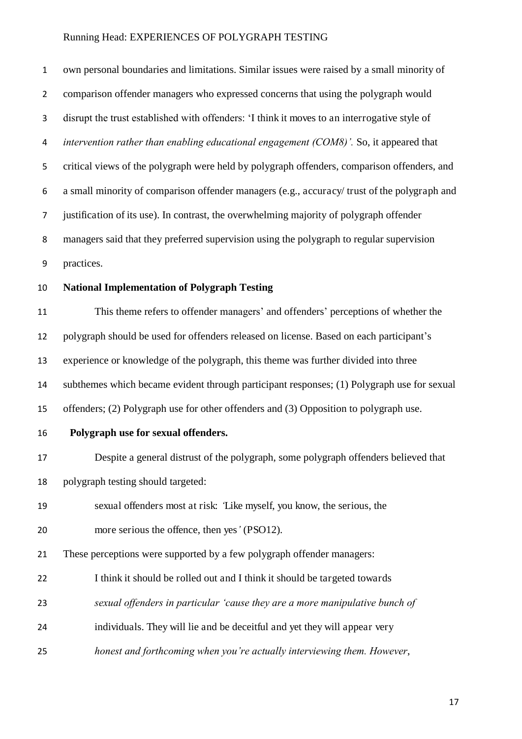own personal boundaries and limitations. Similar issues were raised by a small minority of comparison offender managers who expressed concerns that using the polygraph would disrupt the trust established with offenders: 'I think it moves to an interrogative style of *intervention rather than enabling educational engagement (COM8)'.* So, it appeared that critical views of the polygraph were held by polygraph offenders, comparison offenders, and a small minority of comparison offender managers (e.g., accuracy/ trust of the polygraph and justification of its use). In contrast, the overwhelming majority of polygraph offender managers said that they preferred supervision using the polygraph to regular supervision practices.

## National Implementation of Polygraph Testing

This theme refers to offender managers' and offenders' perceptions of whether the polygraph should be used for offenders released on license. Based on each participant's experience or knowledge of the polygraph, this theme was further divided into three subthemes which became evident through participant responses; (1) Polygraph use for sexual offenders; (2) Polygraph use for other offenders and (3) Opposition to polygraph use.

### Polygraph use for sexual offenders.

Despite a general distrust of the polygraph, some polygraph offenders believed that polygraph testing should targeted:

> sexual offenders most at risk: 'Like myself, you know, the serious, the more serious the offence, then yes*'* (PSO12).

These perceptions were supported by a few polygraph offender managers:

> I think it should be rolled out and I think it should be targeted towards *sexual offenders in particular 'cause they are a more manipulative bunch of* individuals. They will lie and be deceitful and yet they will appear very *honest and forthcoming when you're actually interviewing them. However*,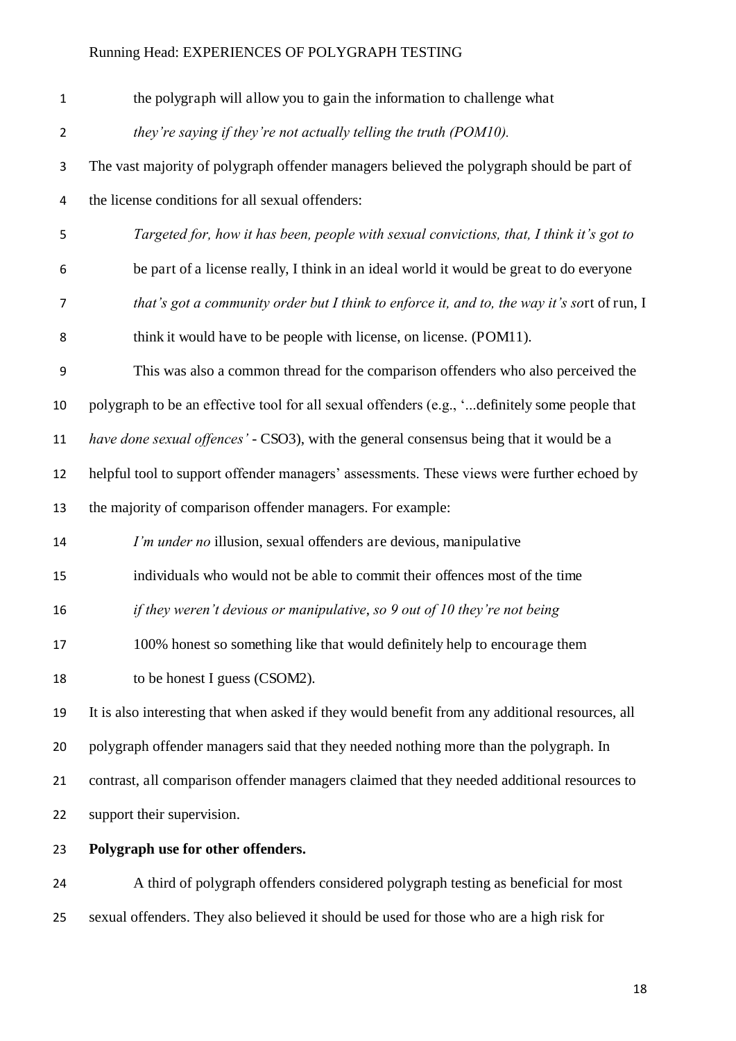the polygraph will allow you to gain the information to challenge what *they're saying if they're not actually telling the truth (POM10).*

The vast majority of polygraph offender managers believed the polygraph should be part of the license conditions for all sexual offenders:

> *Targeted for, how it has been, people with sexual convictions, that, I think it's got to* be part of a license really, I think in an ideal world it would be great to do everyone *that's got a community order but I think to enforce it, and to, the way it's so*rt of run, I think it would have to be people with license, on license. (POM11).

This was also a common thread for the comparison offenders who also perceived the polygraph to be an effective tool for all sexual offenders (e.g., '...definitely some people that *have done sexual offences'* - CSO3), with the general consensus being that it would be a helpful tool to support offender managers' assessments. These views were further echoed by the majority of comparison offender managers. For example:

> *I'm under no* illusion, sexual offenders are devious, manipulative individuals who would not be able to commit their offences most of the time *if they weren't devious or manipulative, so 9 out of 10 they're not being* 100% honest so something like that would definitely help to encourage them to be honest I guess (CSOM2).

It is also interesting that when asked if they would benefit from any additional resources, all polygraph offender managers said that they needed nothing more than the polygraph. In contrast, all comparison offender managers claimed that they needed additional resources to support their supervision.

**Polygraph use for other offenders.**

A third of polygraph offenders considered polygraph testing as beneficial for most sexual offenders. They also believed it should be used for those who are a high risk for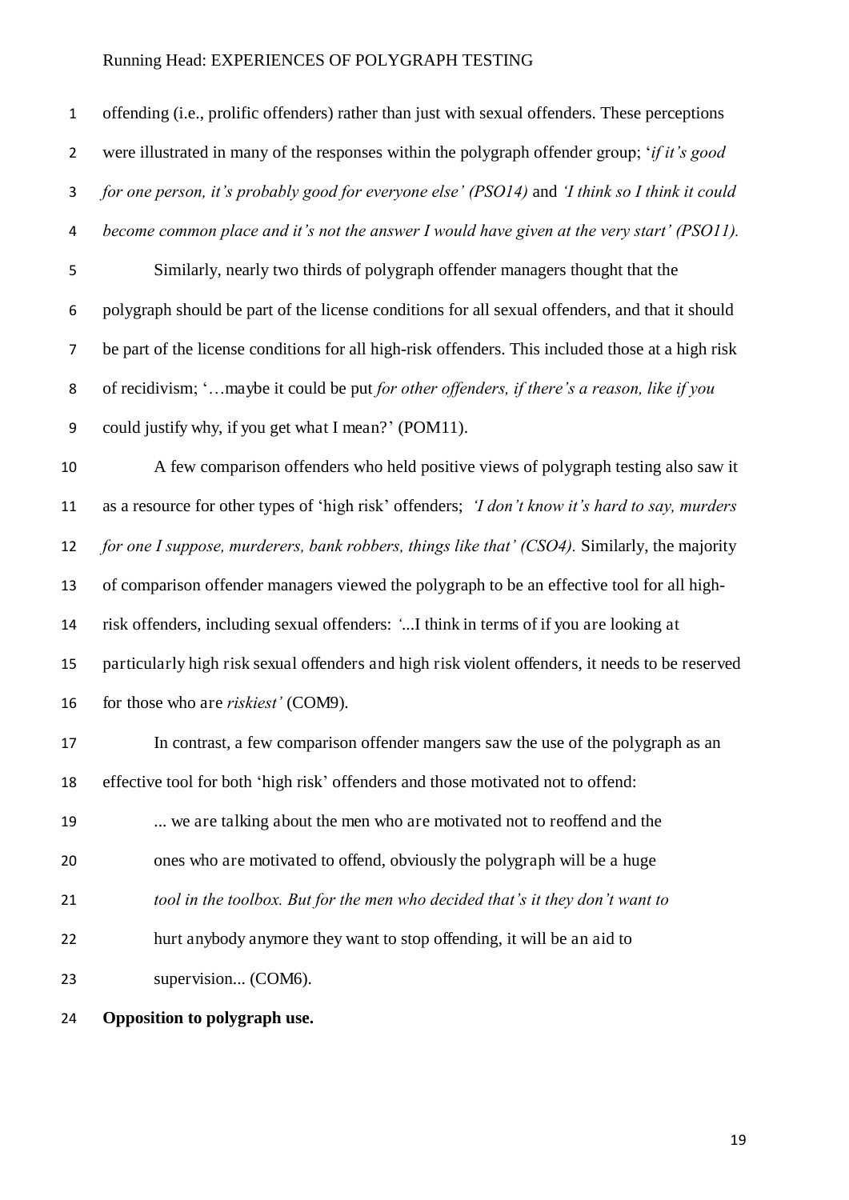offending (i.e., prolific offenders) rather than just with sexual offenders. These perceptions were illustrated in many of the responses within the polygraph offender group; '*if it's good for one person, it's probably good for everyone else' (PSO14)* and *'I think so I think it could become common place and it's not the answer I would have given at the very start' (PSO11).*

Similarly, nearly two thirds of polygraph offender managers thought that the polygraph should be part of the license conditions for all sexual offenders, and that it should be part of the license conditions for all high-risk offenders. This included those at a high risk of recidivism; '…maybe it could be put *for other offenders, if there's a reason, like if you* could justify why, if you get what I mean?' (POM11).

A few comparison offenders who held positive views of polygraph testing also saw it as a resource for other types of 'high risk' offenders; *'I don't know it's hard to say, murders for one I suppose, murderers, bank robbers, things like that' (CSO4).* Similarly, the majority of comparison offender managers viewed the polygraph to be an effective tool for all high-risk offenders, including sexual offenders: '...I think in terms of if you are looking at particularly high risk sexual offenders and high risk violent offenders, it needs to be reserved for those who are *riskiest'* (COM9).

In contrast, a few comparison offender mangers saw the use of the polygraph as an effective tool for both 'high risk' offenders and those motivated not to offend:

> ... we are talking about the men who are motivated not to reoffend and the ones who are motivated to offend, obviously the polygraph will be a huge *tool in the toolbox. But for the men who decided that's it they don't want to* hurt anybody anymore they want to stop offending, it will be an aid to supervision... (COM6).

**Opposition to polygraph use.**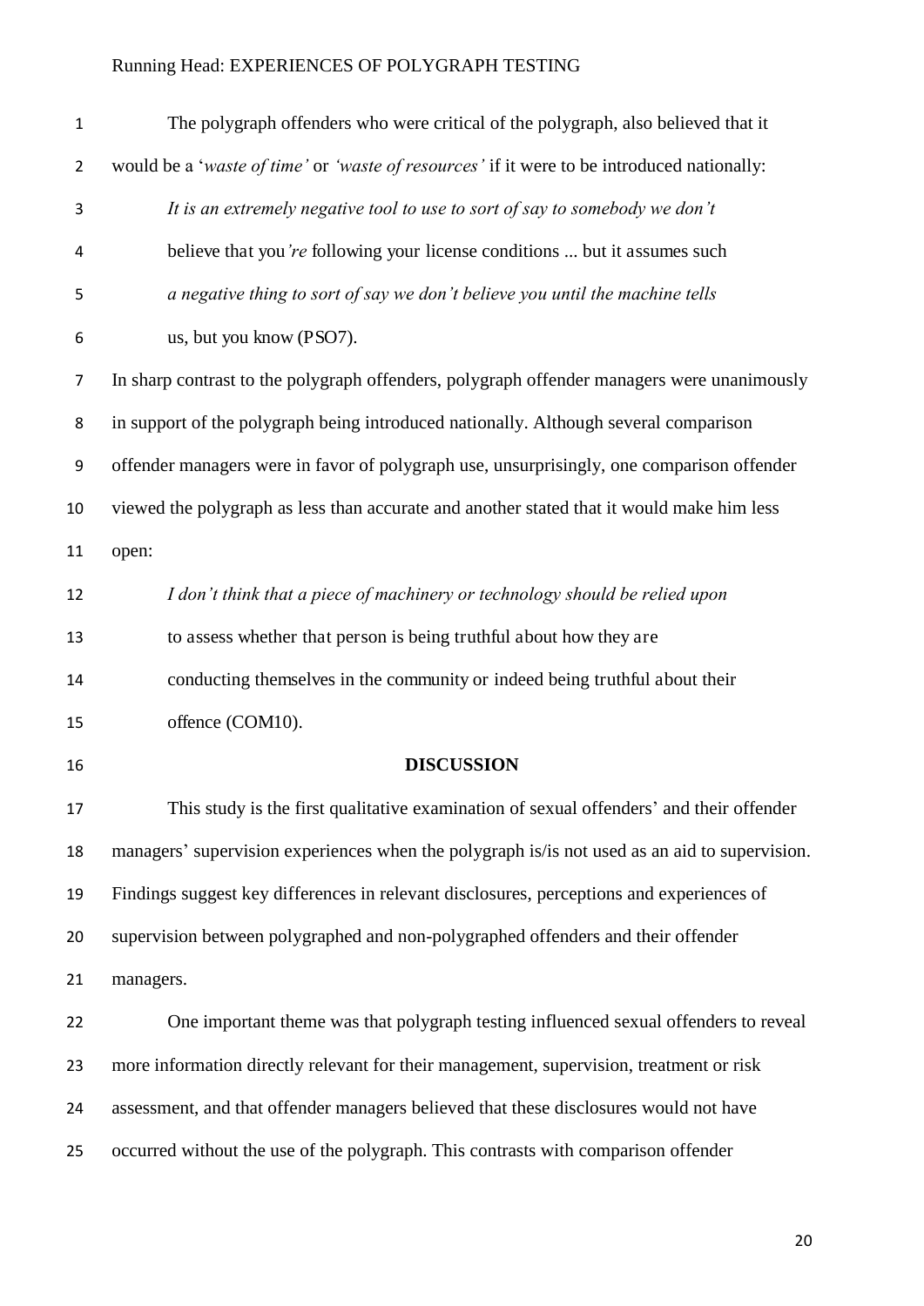The polygraph offenders who were critical of the polygraph, also believed that it would be a '*waste of time'* or *'waste of resources'* if it were to be introduced nationally:

> *It is an extremely negative tool to use to sort of say to somebody we don't* believe that you*'re* following your license conditions ... but it assumes such *a negative thing to sort of say we don't believe you until the machine tells* us, but you know (PSO7).

In sharp contrast to the polygraph offenders, polygraph offender managers were unanimously in support of the polygraph being introduced nationally. Although several comparison offender managers were in favor of polygraph use, unsurprisingly, one comparison offender viewed the polygraph as less than accurate and another stated that it would make him less open:

> *I don't think that a piece of machinery or technology should be relied upon* to assess whether that person is being truthful about how they are conducting themselves in the community or indeed being truthful about their offence (COM10).

## DISCUSSION

This study is the first qualitative examination of sexual offenders' and their offender managers' supervision experiences when the polygraph is/is not used as an aid to supervision. Findings suggest key differences in relevant disclosures, perceptions and experiences of supervision between polygraphed and non-polygraphed offenders and their offender managers.

One important theme was that polygraph testing influenced sexual offenders to reveal more information directly relevant for their management, supervision, treatment or risk assessment, and that offender managers believed that these disclosures would not have occurred without the use of the polygraph. This contrasts with comparison offender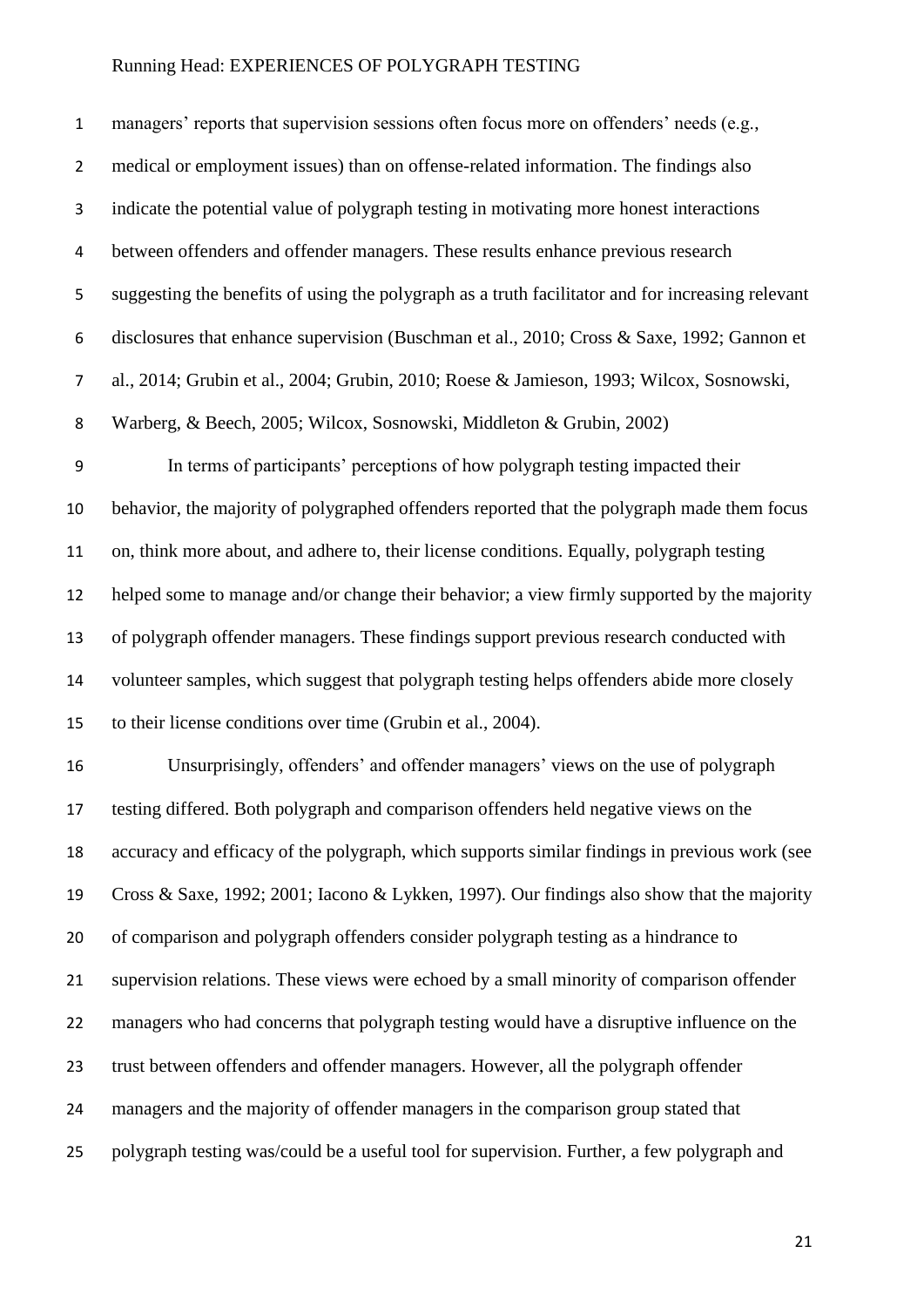managers' reports that supervision sessions often focus more on offenders' needs (e.g., medical or employment issues) than on offense-related information. The findings also indicate the potential value of polygraph testing in motivating more honest interactions between offenders and offender managers. These results enhance previous research suggesting the benefits of using the polygraph as a truth facilitator and for increasing relevant disclosures that enhance supervision (Buschman et al., 2010; Cross & Saxe, 1992; Gannon et al., 2014; Grubin et al., 2004; Grubin, 2010; Roese & Jamieson, 1993; Wilcox, Sosnowski, Warberg, & Beech, 2005; Wilcox, Sosnowski, Middleton & Grubin, 2002)

In terms of participants' perceptions of how polygraph testing impacted their behavior, the majority of polygraphed offenders reported that the polygraph made them focus on, think more about, and adhere to, their license conditions. Equally, polygraph testing helped some to manage and/or change their behavior; a view firmly supported by the majority of polygraph offender managers. These findings support previous research conducted with volunteer samples, which suggest that polygraph testing helps offenders abide more closely to their license conditions over time (Grubin et al., 2004).

Unsurprisingly, offenders' and offender managers' views on the use of polygraph testing differed. Both polygraph and comparison offenders held negative views on the accuracy and efficacy of the polygraph, which supports similar findings in previous work (see Cross & Saxe, 1992; 2001; Iacono & Lykken, 1997). Our findings also show that the majority of comparison and polygraph offenders consider polygraph testing as a hindrance to supervision relations. These views were echoed by a small minority of comparison offender managers who had concerns that polygraph testing would have a disruptive influence on the trust between offenders and offender managers. However, all the polygraph offender managers and the majority of offender managers in the comparison group stated that polygraph testing was/could be a useful tool for supervision. Further, a few polygraph and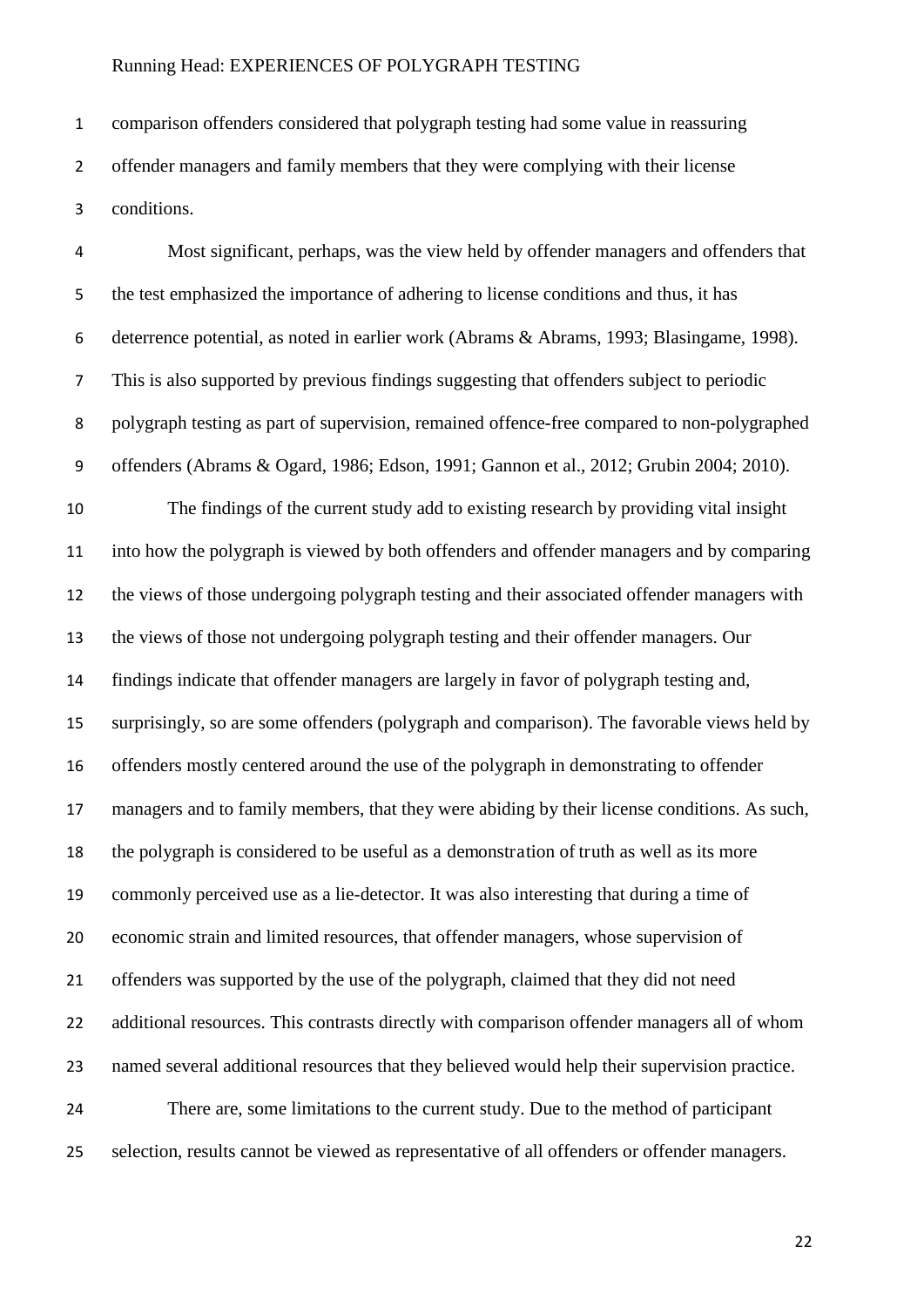comparison offenders considered that polygraph testing had some value in reassuring offender managers and family members that they were complying with their license conditions.

Most significant, perhaps, was the view held by offender managers and offenders that the test emphasized the importance of adhering to license conditions and thus, it has deterrence potential, as noted in earlier work (Abrams & Abrams, 1993; Blasingame, 1998). This is also supported by previous findings suggesting that offenders subject to periodic polygraph testing as part of supervision, remained offence-free compared to non-polygraphed offenders (Abrams & Ogard, 1986; Edson, 1991; Gannon et al., 2012; Grubin 2004; 2010).

The findings of the current study add to existing research by providing vital insight into how the polygraph is viewed by both offenders and offender managers and by comparing the views of those undergoing polygraph testing and their associated offender managers with the views of those not undergoing polygraph testing and their offender managers. Our findings indicate that offender managers are largely in favor of polygraph testing and, surprisingly, so are some offenders (polygraph and comparison). The favorable views held by offenders mostly centered around the use of the polygraph in demonstrating to offender managers and to family members, that they were abiding by their license conditions. As such, the polygraph is considered to be useful as a demonstration of truth as well as its more commonly perceived use as a lie-detector. It was also interesting that during a time of economic strain and limited resources, that offender managers, whose supervision of offenders was supported by the use of the polygraph, claimed that they did not need additional resources. This contrasts directly with comparison offender managers all of whom named several additional resources that they believed would help their supervision practice.

There are, some limitations to the current study. Due to the method of participant selection, results cannot be viewed as representative of all offenders or offender managers.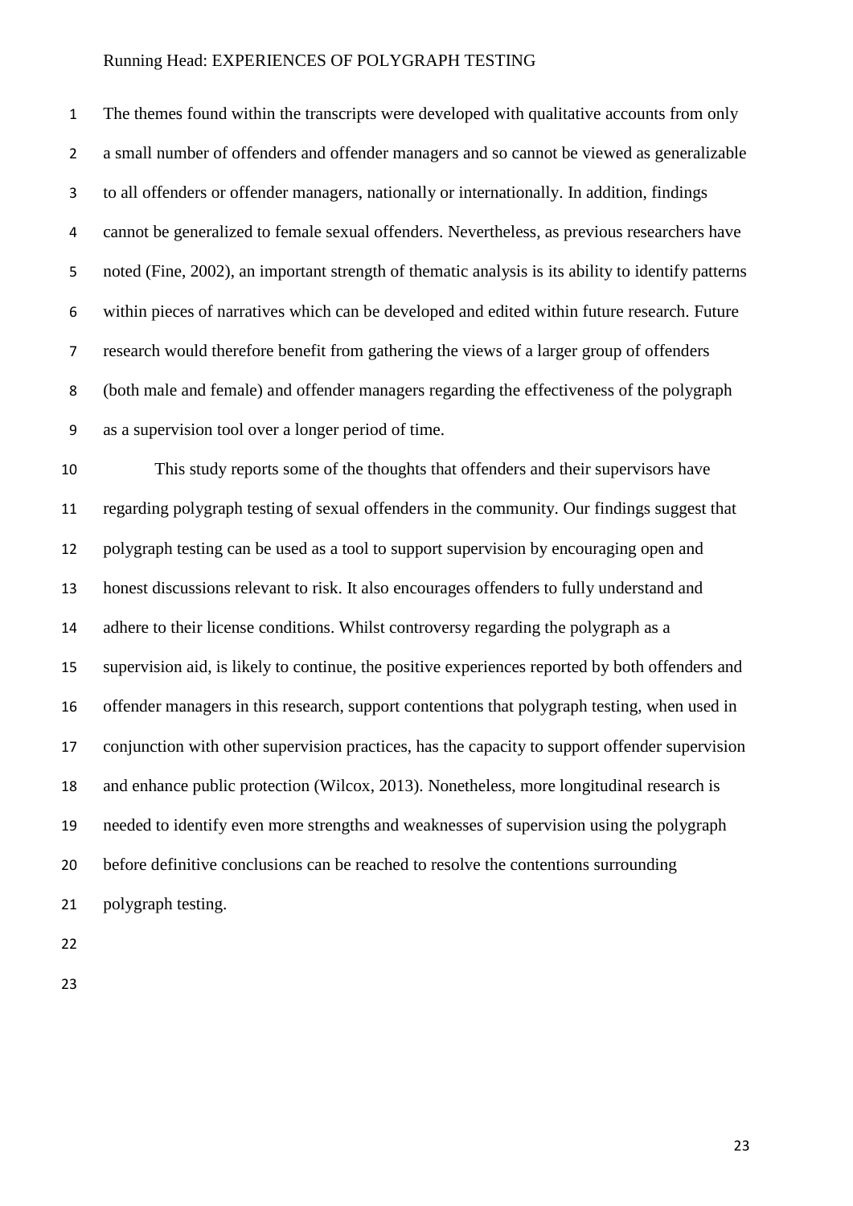The themes found within the transcripts were developed with qualitative accounts from only a small number of offenders and offender managers and so cannot be viewed as generalizable to all offenders or offender managers, nationally or internationally. In addition, findings cannot be generalized to female sexual offenders. Nevertheless, as previous researchers have noted (Fine, 2002), an important strength of thematic analysis is its ability to identify patterns within pieces of narratives which can be developed and edited within future research. Future research would therefore benefit from gathering the views of a larger group of offenders (both male and female) and offender managers regarding the effectiveness of the polygraph as a supervision tool over a longer period of time.

This study reports some of the thoughts that offenders and their supervisors have regarding polygraph testing of sexual offenders in the community. Our findings suggest that polygraph testing can be used as a tool to support supervision by encouraging open and honest discussions relevant to risk. It also encourages offenders to fully understand and adhere to their license conditions. Whilst controversy regarding the polygraph as a supervision aid, is likely to continue, the positive experiences reported by both offenders and offender managers in this research, support contentions that polygraph testing, when used in conjunction with other supervision practices, has the capacity to support offender supervision and enhance public protection (Wilcox, 2013). Nonetheless, more longitudinal research is needed to identify even more strengths and weaknesses of supervision using the polygraph before definitive conclusions can be reached to resolve the contentions surrounding polygraph testing.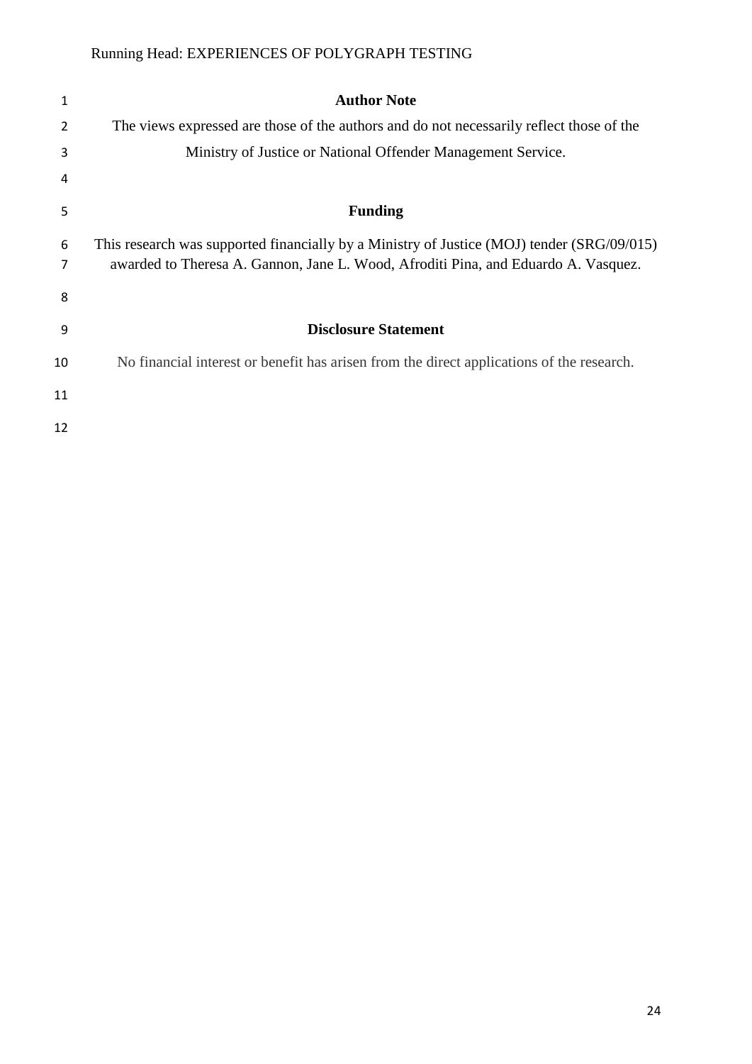## Author Note

The views expressed are those of the authors and do not necessarily reflect those of the Ministry of Justice or National Offender Management Service.

## Funding

This research was supported financially by a Ministry of Justice (MOJ) tender (SRG/09/015) awarded to Theresa A. Gannon, Jane L. Wood, Afroditi Pina, and Eduardo A. Vasquez.

## Disclosure Statement

No financial interest or benefit has arisen from the direct applications of the research.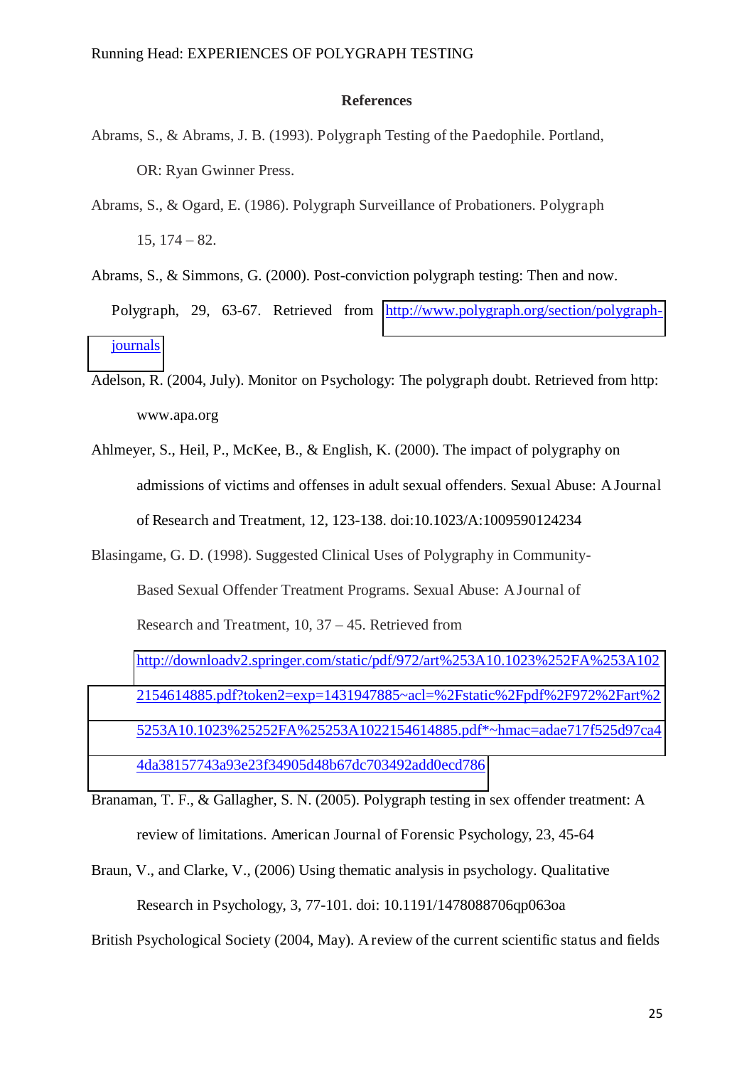## References

Abrams, S., & Abrams, J. B. (1993). Polygraph Testing of the Paedophile. Portland, OR: Ryan Gwinner Press.

Abrams, S., & Ogard, E. (1986). Polygraph Surveillance of Probationers. Polygraph 15, 174 – 82.

Abrams, S., & Simmons, G. (2000). Post-conviction polygraph testing: Then and now. Polygraph, 29, 63-67. Retrieved from http://www.polygraph.org/section/polygraph-journals

Adelson, R. (2004, July). Monitor on Psychology: The polygraph doubt. Retrieved from http: www.apa.org

Ahlmeyer, S., Heil, P., McKee, B., & English, K. (2000). The impact of polygraphy on admissions of victims and offenses in adult sexual offenders. Sexual Abuse: A Journal of Research and Treatment, 12, 123-138. doi:10.1023/A:1009590124234

Blasingame, G. D. (1998). Suggested Clinical Uses of Polygraphy in Community-Based Sexual Offender Treatment Programs. Sexual Abuse: A Journal of Research and Treatment, 10, 37 – 45. Retrieved from http://downloadv2.springer.com/static/pdf/972/art%253A10.1023%252FA%253A1022154614885.pdf?token2=exp=1431947885~acl=%2Fstatic%2Fpdf%2F972%2Fart%25253A10.1023%25252FA%25253A1022154614885.pdf*~hmac=adae717f525d97ca44da38157743a93e23f34905d48b67dc703492add0ecd786

Branaman, T. F., & Gallagher, S. N. (2005). Polygraph testing in sex offender treatment: A review of limitations. American Journal of Forensic Psychology, 23, 45-64

Braun, V., and Clarke, V., (2006) Using thematic analysis in psychology. Qualitative Research in Psychology, 3, 77-101. doi: 10.1191/1478088706qp063oa

British Psychological Society (2004, May). A review of the current scientific status and fields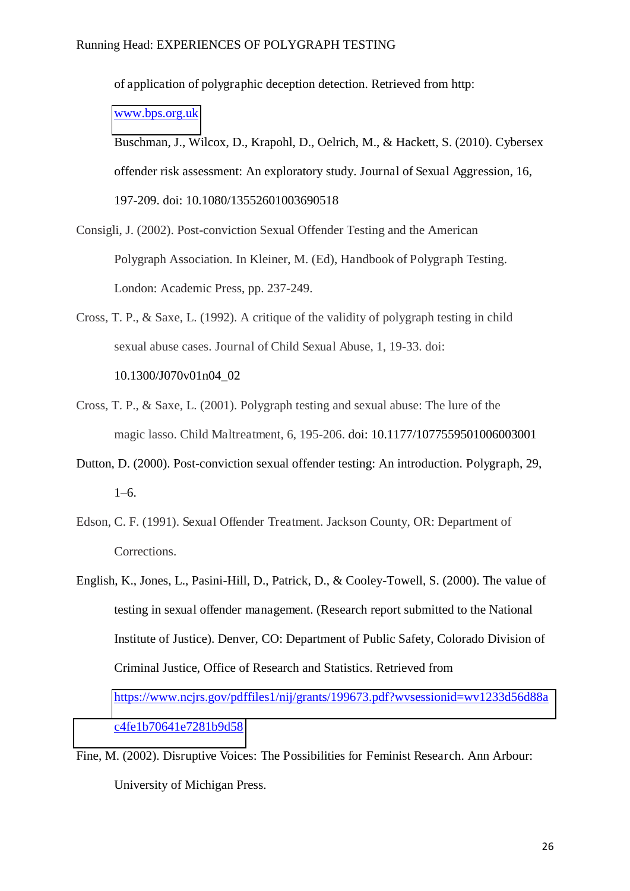of application of polygraphic deception detection. Retrieved from http: www.bps.org.uk

Buschman, J., Wilcox, D., Krapohl, D., Oelrich, M., & Hackett, S. (2010). Cybersex offender risk assessment: An exploratory study. Journal of Sexual Aggression, 16, 197-209. doi: 10.1080/13552601003690518

Consigli, J. (2002). Post-conviction Sexual Offender Testing and the American Polygraph Association. In Kleiner, M. (Ed), Handbook of Polygraph Testing. London: Academic Press, pp. 237-249.

Cross, T. P., & Saxe, L. (1992). A critique of the validity of polygraph testing in child sexual abuse cases. Journal of Child Sexual Abuse, 1, 19-33. doi: 10.1300/J070v01n04_02

Cross, T. P., & Saxe, L. (2001). Polygraph testing and sexual abuse: The lure of the magic lasso. Child Maltreatment, 6, 195-206. doi: 10.1177/1077559501006003001

Dutton, D. (2000). Post-conviction sexual offender testing: An introduction. Polygraph, 29, 1–6.

Edson, C. F. (1991). Sexual Offender Treatment. Jackson County, OR: Department of Corrections.

English, K., Jones, L., Pasini-Hill, D., Patrick, D., & Cooley-Towell, S. (2000). The value of testing in sexual offender management. (Research report submitted to the National Institute of Justice). Denver, CO: Department of Public Safety, Colorado Division of Criminal Justice, Office of Research and Statistics. Retrieved from https://www.ncjrs.gov/pdffiles1/nij/grants/199673.pdf?wvsessionid=wv1233d56d88ac4fe1b70641e7281b9d58

Fine, M. (2002). Disruptive Voices: The Possibilities for Feminist Research. Ann Arbour: University of Michigan Press.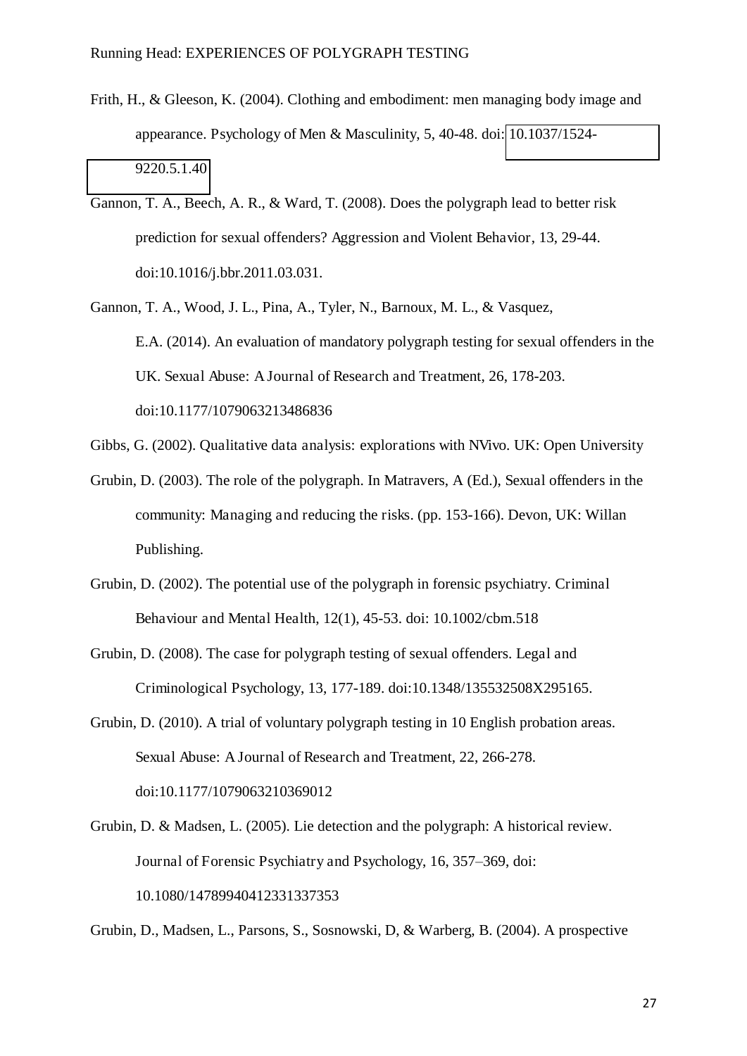Frith, H., & Gleeson, K. (2004). Clothing and embodiment: men managing body image and appearance. Psychology of Men & Masculinity, 5, 40-48. doi: 10.1037/1524-9220.5.1.40

Gannon, T. A., Beech, A. R., & Ward, T. (2008). Does the polygraph lead to better risk prediction for sexual offenders? Aggression and Violent Behavior, 13, 29-44. doi:10.1016/j.bbr.2011.03.031.

Gannon, T. A., Wood, J. L., Pina, A., Tyler, N., Barnoux, M. L., & Vasquez, E.A. (2014). An evaluation of mandatory polygraph testing for sexual offenders in the UK. Sexual Abuse: A Journal of Research and Treatment, 26, 178-203. doi:10.1177/1079063213486836

Gibbs, G. (2002). Qualitative data analysis: explorations with NVivo. UK: Open University

Grubin, D. (2003). The role of the polygraph. In Matravers, A (Ed.), Sexual offenders in the community: Managing and reducing the risks. (pp. 153-166). Devon, UK: Willan Publishing.

Grubin, D. (2002). The potential use of the polygraph in forensic psychiatry. Criminal Behaviour and Mental Health, 12(1), 45-53. doi: 10.1002/cbm.518

Grubin, D. (2008). The case for polygraph testing of sexual offenders. Legal and Criminological Psychology, 13, 177-189. doi:10.1348/135532508X295165.

Grubin, D. (2010). A trial of voluntary polygraph testing in 10 English probation areas. Sexual Abuse: A Journal of Research and Treatment, 22, 266-278. doi:10.1177/1079063210369012

Grubin, D. & Madsen, L. (2005). Lie detection and the polygraph: A historical review. Journal of Forensic Psychiatry and Psychology, 16, 357–369, doi: 10.1080/14789940412331337353

Grubin, D., Madsen, L., Parsons, S., Sosnowski, D, & Warberg, B. (2004). A prospective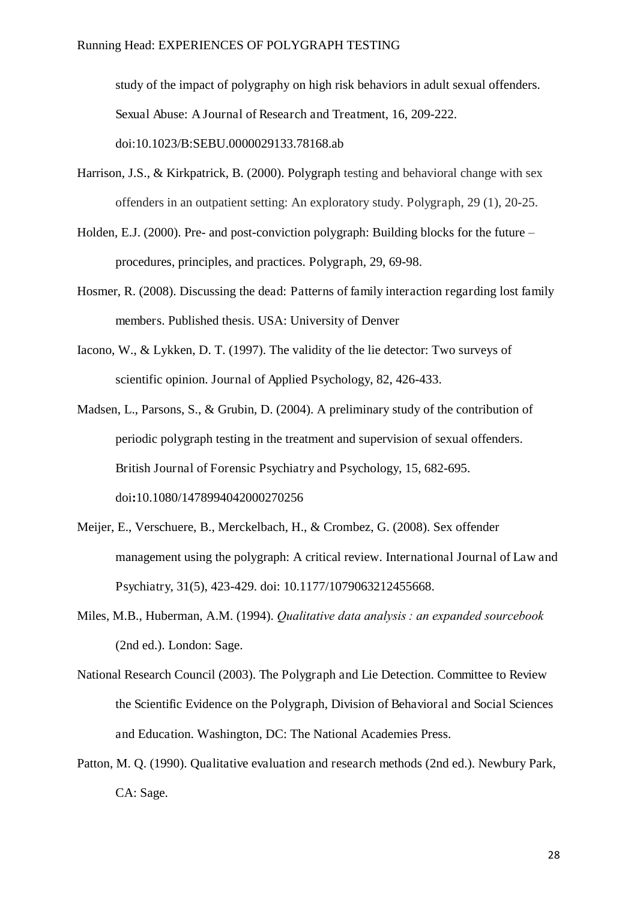study of the impact of polygraphy on high risk behaviors in adult sexual offenders. Sexual Abuse: A Journal of Research and Treatment, 16, 209-222. doi:10.1023/B:SEBU.0000029133.78168.ab

Harrison, J.S., & Kirkpatrick, B. (2000). Polygraph testing and behavioral change with sex offenders in an outpatient setting: An exploratory study. Polygraph, 29 (1), 20-25.

Holden, E.J. (2000). Pre- and post-conviction polygraph: Building blocks for the future – procedures, principles, and practices. Polygraph, 29, 69-98.

Hosmer, R. (2008). Discussing the dead: Patterns of family interaction regarding lost family members. Published thesis. USA: University of Denver

Iacono, W., & Lykken, D. T. (1997). The validity of the lie detector: Two surveys of scientific opinion. Journal of Applied Psychology, 82, 426-433.

Madsen, L., Parsons, S., & Grubin, D. (2004). A preliminary study of the contribution of periodic polygraph testing in the treatment and supervision of sexual offenders. British Journal of Forensic Psychiatry and Psychology, 15, 682-695. doi**:**10.1080/1478994042000270256

Meijer, E., Verschuere, B., Merckelbach, H., & Crombez, G. (2008). Sex offender management using the polygraph: A critical review. International Journal of Law and Psychiatry, 31(5), 423-429. doi: 10.1177/1079063212455668.

Miles, M.B., Huberman, A.M. (1994). *Qualitative data analysis : an expanded sourcebook* (2nd ed.). London: Sage.

National Research Council (2003). The Polygraph and Lie Detection. Committee to Review the Scientific Evidence on the Polygraph, Division of Behavioral and Social Sciences and Education. Washington, DC: The National Academies Press.

Patton, M. Q. (1990). Qualitative evaluation and research methods (2nd ed.). Newbury Park, CA: Sage.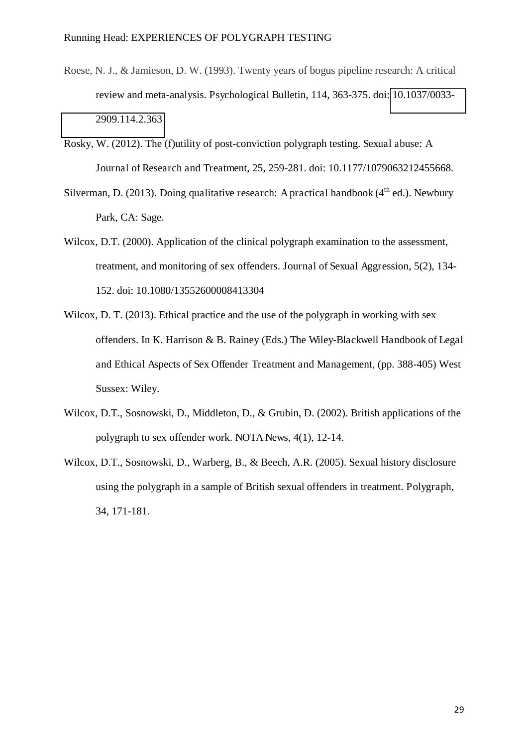Roese, N. J., & Jamieson, D. W. (1993). Twenty years of bogus pipeline research: A critical review and meta-analysis. Psychological Bulletin, 114, 363-375. doi: 10.1037/0033-2909.114.2.363

Rosky, W. (2012). The (f)utility of post-conviction polygraph testing. Sexual abuse: A Journal of Research and Treatment, 25, 259-281. doi: 10.1177/1079063212455668.

Silverman, D. (2013). Doing qualitative research: A practical handbook (4th ed.). Newbury Park, CA: Sage.

Wilcox, D.T. (2000). Application of the clinical polygraph examination to the assessment, treatment, and monitoring of sex offenders. Journal of Sexual Aggression, 5(2), 134-152. doi: 10.1080/13552600008413304

Wilcox, D. T. (2013). Ethical practice and the use of the polygraph in working with sex offenders. In K. Harrison & B. Rainey (Eds.) The Wiley-Blackwell Handbook of Legal and Ethical Aspects of Sex Offender Treatment and Management, (pp. 388-405) West Sussex: Wiley.

Wilcox, D.T., Sosnowski, D., Middleton, D., & Grubin, D. (2002). British applications of the polygraph to sex offender work. NOTA News, 4(1), 12-14.

Wilcox, D.T., Sosnowski, D., Warberg, B., & Beech, A.R. (2005). Sexual history disclosure using the polygraph in a sample of British sexual offenders in treatment. Polygraph, 34, 171-181.